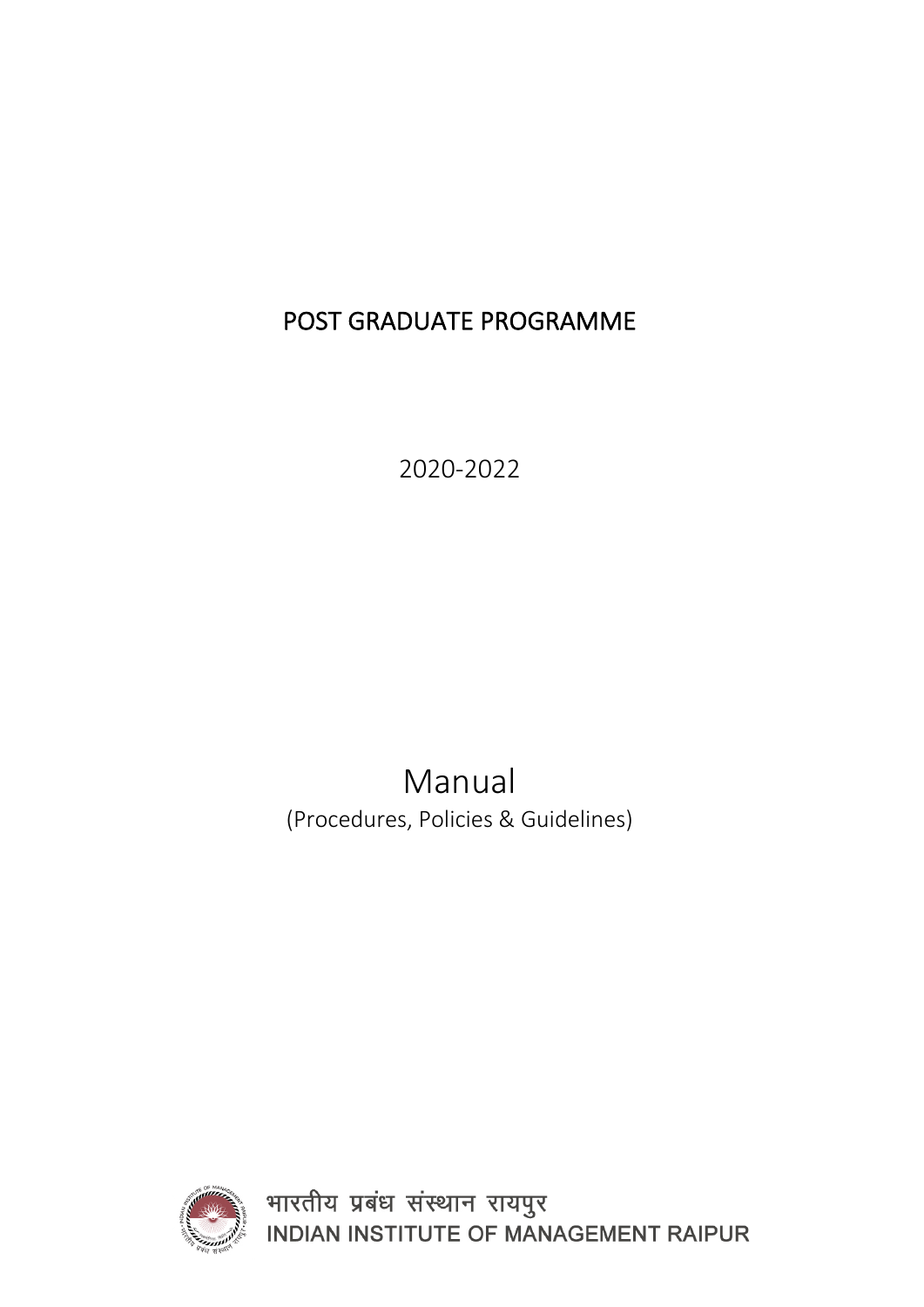# POST GRADUATE PROGRAMME

2020-2022

# Manual

(Procedures, Policies & Guidelines)

भारतीय प्रबंध संस्थान रायपुर

INDIAN INSTITUTE OF MANAGEMENT RAIPUR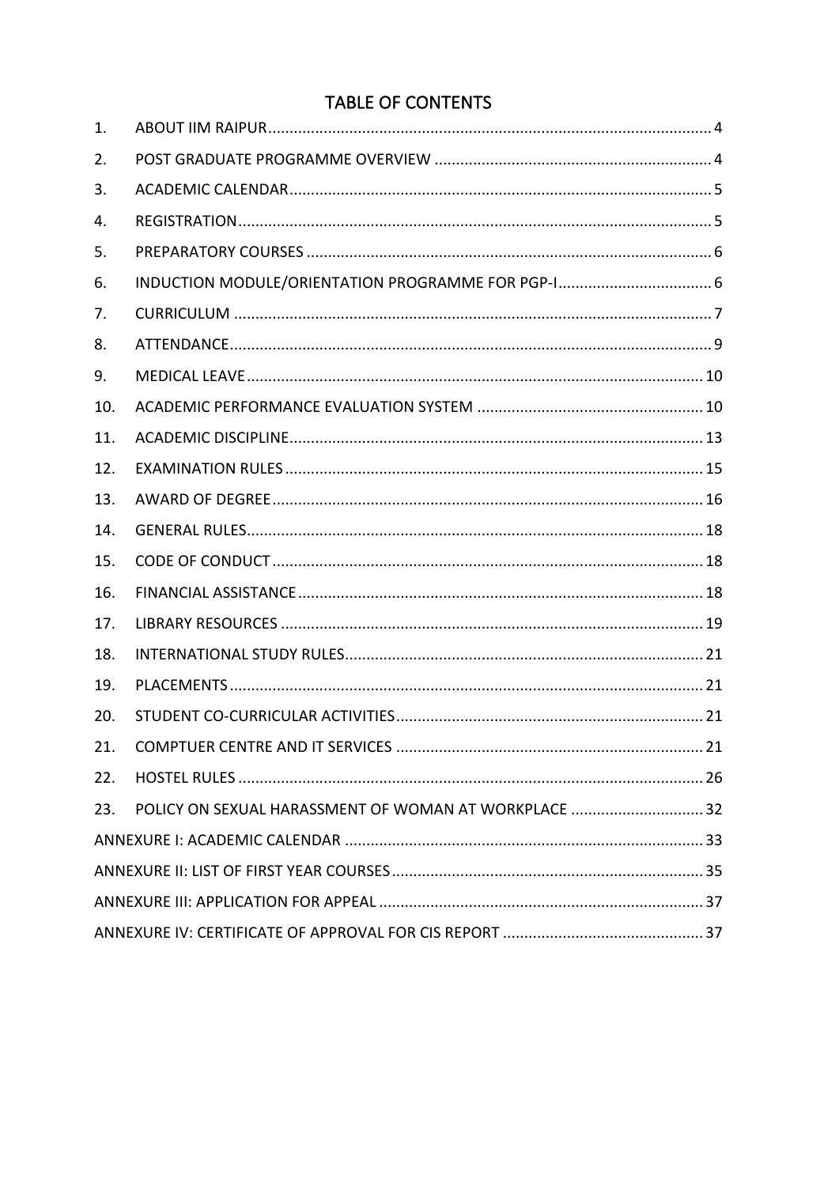# TABLE OF CONTENTS

| | | |
|---|---|---|
| 1. | ABOUT IIM RAIPUR | 4 |
| 2. | POST GRADUATE PROGRAMME OVERVIEW | 4 |
| 3. | ACADEMIC CALENDAR | 5 |
| 4. | REGISTRATION | 5 |
| 5. | PREPARATORY COURSES | 6 |
| 6. | INDUCTION MODULE/ORIENTATION PROGRAMME FOR PGP-I | 6 |
| 7. | CURRICULUM | 7 |
| 8. | ATTENDANCE | 9 |
| 9. | MEDICAL LEAVE | 10 |
| 10. | ACADEMIC PERFORMANCE EVALUATION SYSTEM | 10 |
| 11. | ACADEMIC DISCIPLINE | 13 |
| 12. | EXAMINATION RULES | 15 |
| 13. | AWARD OF DEGREE | 16 |
| 14. | GENERAL RULES | 18 |
| 15. | CODE OF CONDUCT | 18 |
| 16. | FINANCIAL ASSISTANCE | 18 |
| 17. | LIBRARY RESOURCES | 19 |
| 18. | INTERNATIONAL STUDY RULES | 21 |
| 19. | PLACEMENTS | 21 |
| 20. | STUDENT CO-CURRICULAR ACTIVITIES | 21 |
| 21. | COMPTUER CENTRE AND IT SERVICES | 21 |
| 22. | HOSTEL RULES | 26 |
| 23. | POLICY ON SEXUAL HARASSMENT OF WOMAN AT WORKPLACE | 32 |
| | ANNEXURE I: ACADEMIC CALENDAR | 33 |
| | ANNEXURE II: LIST OF FIRST YEAR COURSES | 35 |
| | ANNEXURE III: APPLICATION FOR APPEAL | 37 |
| | ANNEXURE IV: CERTIFICATE OF APPROVAL FOR CIS REPORT | 37 |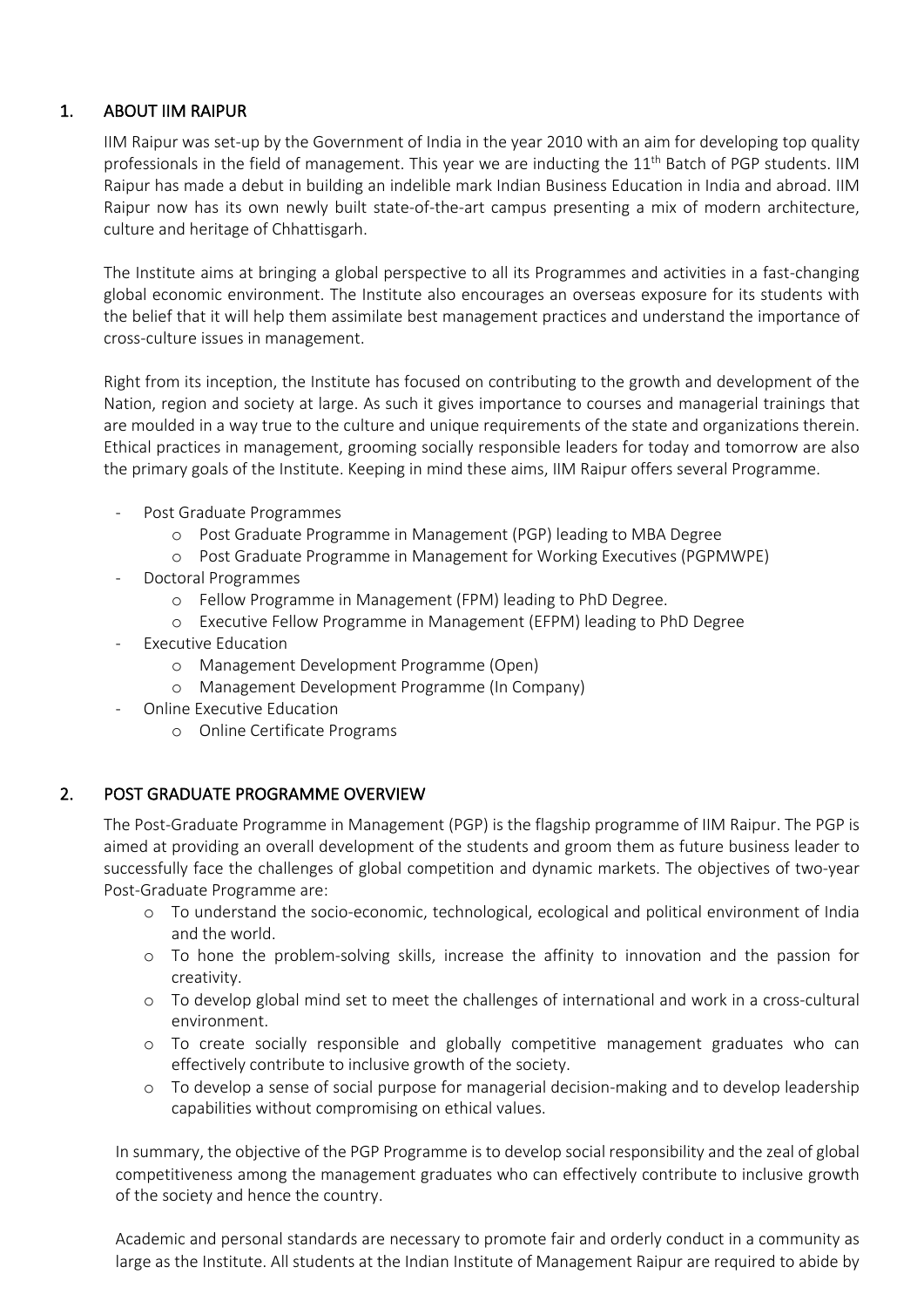## 1. ABOUT IIM RAIPUR

IIM Raipur was set-up by the Government of India in the year 2010 with an aim for developing top quality professionals in the field of management. This year we are inducting the 11th Batch of PGP students. IIM Raipur has made a debut in building an indelible mark Indian Business Education in India and abroad. IIM Raipur now has its own newly built state-of-the-art campus presenting a mix of modern architecture, culture and heritage of Chhattisgarh.

The Institute aims at bringing a global perspective to all its Programmes and activities in a fast-changing global economic environment. The Institute also encourages an overseas exposure for its students with the belief that it will help them assimilate best management practices and understand the importance of cross-culture issues in management.

Right from its inception, the Institute has focused on contributing to the growth and development of the Nation, region and society at large. As such it gives importance to courses and managerial trainings that are moulded in a way true to the culture and unique requirements of the state and organizations therein. Ethical practices in management, grooming socially responsible leaders for today and tomorrow are also the primary goals of the Institute. Keeping in mind these aims, IIM Raipur offers several Programme.

- Post Graduate Programmes
  - Post Graduate Programme in Management (PGP) leading to MBA Degree
  - Post Graduate Programme in Management for Working Executives (PGPMWPE)
- Doctoral Programmes
  - Fellow Programme in Management (FPM) leading to PhD Degree.
  - Executive Fellow Programme in Management (EFPM) leading to PhD Degree
- Executive Education
  - Management Development Programme (Open)
  - Management Development Programme (In Company)
- Online Executive Education
  - Online Certificate Programs

## 2. POST GRADUATE PROGRAMME OVERVIEW

The Post-Graduate Programme in Management (PGP) is the flagship programme of IIM Raipur. The PGP is aimed at providing an overall development of the students and groom them as future business leader to successfully face the challenges of global competition and dynamic markets. The objectives of two-year Post-Graduate Programme are:

- To understand the socio-economic, technological, ecological and political environment of India and the world.
- To hone the problem-solving skills, increase the affinity to innovation and the passion for creativity.
- To develop global mind set to meet the challenges of international and work in a cross-cultural environment.
- To create socially responsible and globally competitive management graduates who can effectively contribute to inclusive growth of the society.
- To develop a sense of social purpose for managerial decision-making and to develop leadership capabilities without compromising on ethical values.

In summary, the objective of the PGP Programme is to develop social responsibility and the zeal of global competitiveness among the management graduates who can effectively contribute to inclusive growth of the society and hence the country.

Academic and personal standards are necessary to promote fair and orderly conduct in a community as large as the Institute. All students at the Indian Institute of Management Raipur are required to abide by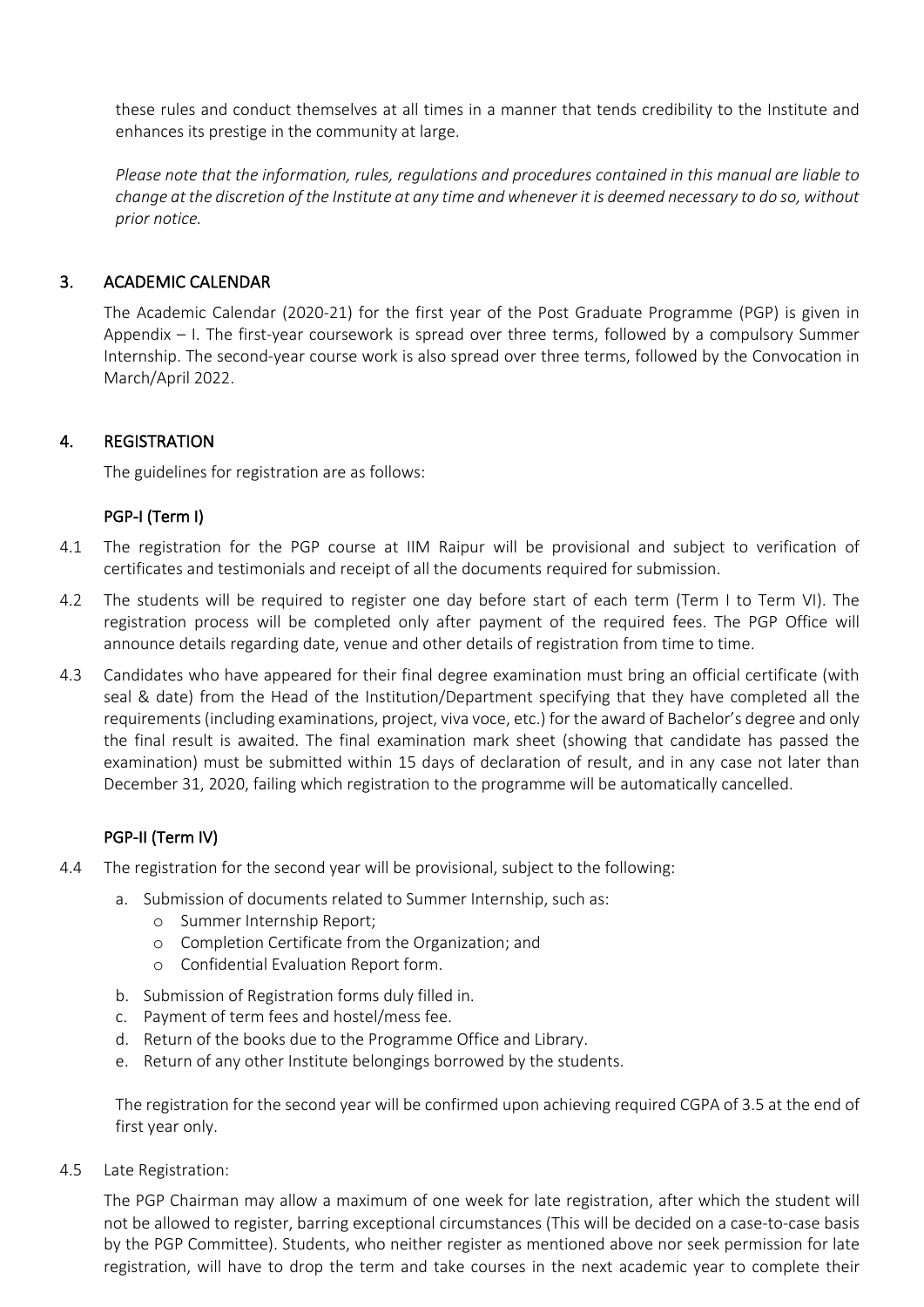these rules and conduct themselves at all times in a manner that tends credibility to the Institute and enhances its prestige in the community at large.

*Please note that the information, rules, regulations and procedures contained in this manual are liable to change at the discretion of the Institute at any time and whenever it is deemed necessary to do so, without prior notice.*

## 3. ACADEMIC CALENDAR

The Academic Calendar (2020-21) for the first year of the Post Graduate Programme (PGP) is given in Appendix – I. The first-year coursework is spread over three terms, followed by a compulsory Summer Internship. The second-year course work is also spread over three terms, followed by the Convocation in March/April 2022.

## 4. REGISTRATION

The guidelines for registration are as follows:

### PGP-I (Term I)

4.1 The registration for the PGP course at IIM Raipur will be provisional and subject to verification of certificates and testimonials and receipt of all the documents required for submission.

4.2 The students will be required to register one day before start of each term (Term I to Term VI). The registration process will be completed only after payment of the required fees. The PGP Office will announce details regarding date, venue and other details of registration from time to time.

4.3 Candidates who have appeared for their final degree examination must bring an official certificate (with seal & date) from the Head of the Institution/Department specifying that they have completed all the requirements (including examinations, project, viva voce, etc.) for the award of Bachelor's degree and only the final result is awaited. The final examination mark sheet (showing that candidate has passed the examination) must be submitted within 15 days of declaration of result, and in any case not later than December 31, 2020, failing which registration to the programme will be automatically cancelled.

### PGP-II (Term IV)

4.4 The registration for the second year will be provisional, subject to the following:

a. Submission of documents related to Summer Internship, such as:
   - Summer Internship Report;
   - Completion Certificate from the Organization; and
   - Confidential Evaluation Report form.
b. Submission of Registration forms duly filled in.
c. Payment of term fees and hostel/mess fee.
d. Return of the books due to the Programme Office and Library.
e. Return of any other Institute belongings borrowed by the students.

The registration for the second year will be confirmed upon achieving required CGPA of 3.5 at the end of first year only.

4.5 Late Registration:

The PGP Chairman may allow a maximum of one week for late registration, after which the student will not be allowed to register, barring exceptional circumstances (This will be decided on a case-to-case basis by the PGP Committee). Students, who neither register as mentioned above nor seek permission for late registration, will have to drop the term and take courses in the next academic year to complete their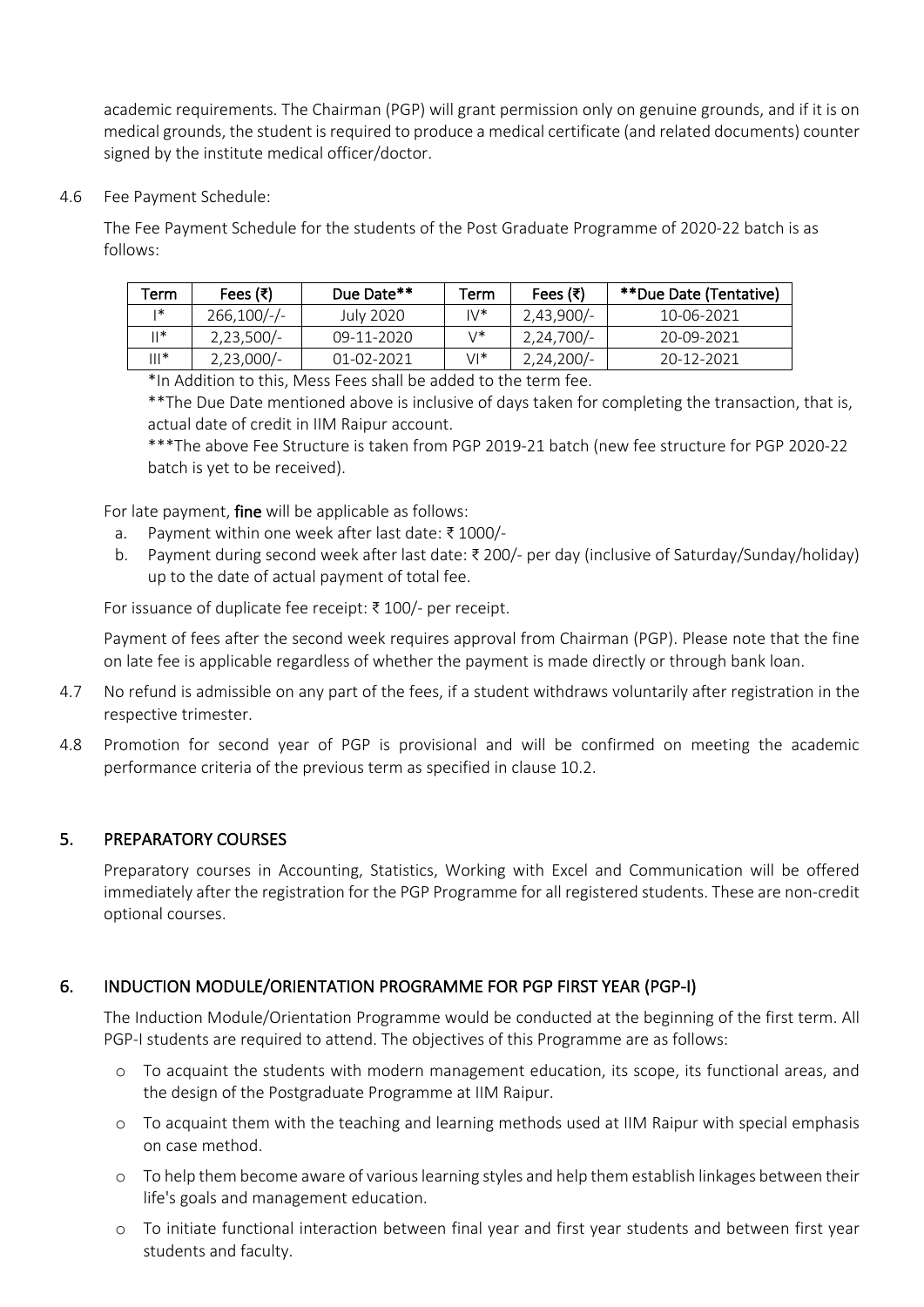academic requirements. The Chairman (PGP) will grant permission only on genuine grounds, and if it is on medical grounds, the student is required to produce a medical certificate (and related documents) counter signed by the institute medical officer/doctor.

4.6 Fee Payment Schedule:

The Fee Payment Schedule for the students of the Post Graduate Programme of 2020-22 batch is as follows:

| Term | Fees (₹) | Due Date** | Term | Fees (₹) | **Due Date (Tentative) |
|---|---|---|---|---|---|
| I* | 266,100/-/- | July 2020 | IV* | 2,43,900/- | 10-06-2021 |
| II* | 2,23,500/- | 09-11-2020 | V* | 2,24,700/- | 20-09-2021 |
| III* | 2,23,000/- | 01-02-2021 | VI* | 2,24,200/- | 20-12-2021 |

*In Addition to this, Mess Fees shall be added to the term fee.

**The Due Date mentioned above is inclusive of days taken for completing the transaction, that is, actual date of credit in IIM Raipur account.

***The above Fee Structure is taken from PGP 2019-21 batch (new fee structure for PGP 2020-22 batch is yet to be received).

For late payment, **fine** will be applicable as follows:

a. Payment within one week after last date: ₹ 1000/-
b. Payment during second week after last date: ₹ 200/- per day (inclusive of Saturday/Sunday/holiday) up to the date of actual payment of total fee.

For issuance of duplicate fee receipt: ₹ 100/- per receipt.

Payment of fees after the second week requires approval from Chairman (PGP). Please note that the fine on late fee is applicable regardless of whether the payment is made directly or through bank loan.

4.7 No refund is admissible on any part of the fees, if a student withdraws voluntarily after registration in the respective trimester.

4.8 Promotion for second year of PGP is provisional and will be confirmed on meeting the academic performance criteria of the previous term as specified in clause 10.2.

## 5. PREPARATORY COURSES

Preparatory courses in Accounting, Statistics, Working with Excel and Communication will be offered immediately after the registration for the PGP Programme for all registered students. These are non-credit optional courses.

## 6. INDUCTION MODULE/ORIENTATION PROGRAMME FOR PGP FIRST YEAR (PGP-I)

The Induction Module/Orientation Programme would be conducted at the beginning of the first term. All PGP-I students are required to attend. The objectives of this Programme are as follows:

- To acquaint the students with modern management education, its scope, its functional areas, and the design of the Postgraduate Programme at IIM Raipur.
- To acquaint them with the teaching and learning methods used at IIM Raipur with special emphasis on case method.
- To help them become aware of various learning styles and help them establish linkages between their life's goals and management education.
- To initiate functional interaction between final year and first year students and between first year students and faculty.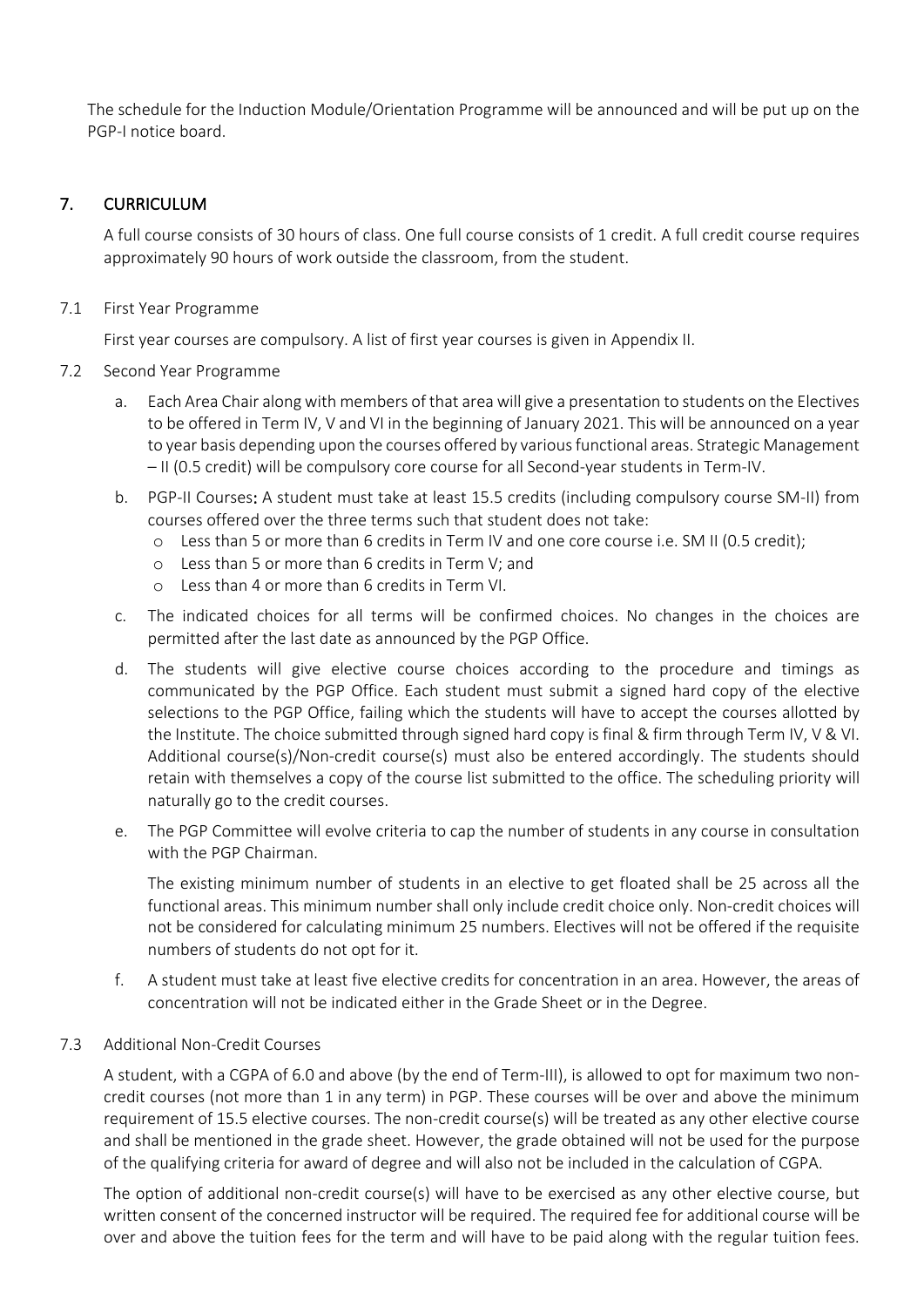The schedule for the Induction Module/Orientation Programme will be announced and will be put up on the PGP-I notice board.

## 7. CURRICULUM

A full course consists of 30 hours of class. One full course consists of 1 credit. A full credit course requires approximately 90 hours of work outside the classroom, from the student.

### 7.1 First Year Programme

First year courses are compulsory. A list of first year courses is given in Appendix II.

### 7.2 Second Year Programme

a. Each Area Chair along with members of that area will give a presentation to students on the Electives to be offered in Term IV, V and VI in the beginning of January 2021. This will be announced on a year to year basis depending upon the courses offered by various functional areas. Strategic Management – II (0.5 credit) will be compulsory core course for all Second-year students in Term-IV.

b. PGP-II Courses**:** A student must take at least 15.5 credits (including compulsory course SM-II) from courses offered over the three terms such that student does not take:
   - Less than 5 or more than 6 credits in Term IV and one core course i.e. SM II (0.5 credit);
   - Less than 5 or more than 6 credits in Term V; and
   - Less than 4 or more than 6 credits in Term VI.

c. The indicated choices for all terms will be confirmed choices. No changes in the choices are permitted after the last date as announced by the PGP Office.

d. The students will give elective course choices according to the procedure and timings as communicated by the PGP Office. Each student must submit a signed hard copy of the elective selections to the PGP Office, failing which the students will have to accept the courses allotted by the Institute. The choice submitted through signed hard copy is final & firm through Term IV, V & VI. Additional course(s)/Non-credit course(s) must also be entered accordingly. The students should retain with themselves a copy of the course list submitted to the office. The scheduling priority will naturally go to the credit courses.

e. The PGP Committee will evolve criteria to cap the number of students in any course in consultation with the PGP Chairman.

   The existing minimum number of students in an elective to get floated shall be 25 across all the functional areas. This minimum number shall only include credit choice only. Non-credit choices will not be considered for calculating minimum 25 numbers. Electives will not be offered if the requisite numbers of students do not opt for it.

f. A student must take at least five elective credits for concentration in an area. However, the areas of concentration will not be indicated either in the Grade Sheet or in the Degree.

### 7.3 Additional Non-Credit Courses

A student, with a CGPA of 6.0 and above (by the end of Term-III), is allowed to opt for maximum two non-credit courses (not more than 1 in any term) in PGP. These courses will be over and above the minimum requirement of 15.5 elective courses. The non-credit course(s) will be treated as any other elective course and shall be mentioned in the grade sheet. However, the grade obtained will not be used for the purpose of the qualifying criteria for award of degree and will also not be included in the calculation of CGPA.

The option of additional non-credit course(s) will have to be exercised as any other elective course, but written consent of the concerned instructor will be required. The required fee for additional course will be over and above the tuition fees for the term and will have to be paid along with the regular tuition fees.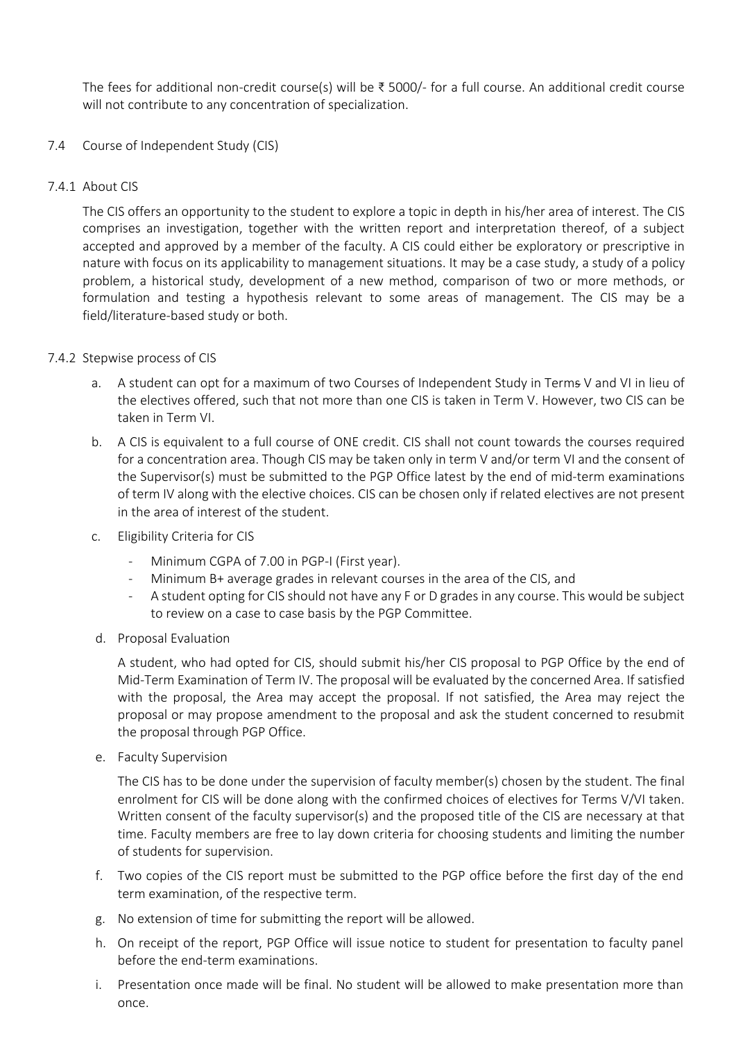The fees for additional non-credit course(s) will be ₹ 5000/- for a full course. An additional credit course will not contribute to any concentration of specialization.

### 7.4 Course of Independent Study (CIS)

#### 7.4.1 About CIS

The CIS offers an opportunity to the student to explore a topic in depth in his/her area of interest. The CIS comprises an investigation, together with the written report and interpretation thereof, of a subject accepted and approved by a member of the faculty. A CIS could either be exploratory or prescriptive in nature with focus on its applicability to management situations. It may be a case study, a study of a policy problem, a historical study, development of a new method, comparison of two or more methods, or formulation and testing a hypothesis relevant to some areas of management. The CIS may be a field/literature-based study or both.

#### 7.4.2 Stepwise process of CIS

a. A student can opt for a maximum of two Courses of Independent Study in Term~~s~~ V and VI in lieu of the electives offered, such that not more than one CIS is taken in Term V. However, two CIS can be taken in Term VI.

b. A CIS is equivalent to a full course of ONE credit. CIS shall not count towards the courses required for a concentration area. Though CIS may be taken only in term V and/or term VI and the consent of the Supervisor(s) must be submitted to the PGP Office latest by the end of mid-term examinations of term IV along with the elective choices. CIS can be chosen only if related electives are not present in the area of interest of the student.

c. Eligibility Criteria for CIS
   - Minimum CGPA of 7.00 in PGP-I (First year).
   - Minimum B+ average grades in relevant courses in the area of the CIS, and
   - A student opting for CIS should not have any F or D grades in any course. This would be subject to review on a case to case basis by the PGP Committee.

d. Proposal Evaluation

   A student, who had opted for CIS, should submit his/her CIS proposal to PGP Office by the end of Mid-Term Examination of Term IV. The proposal will be evaluated by the concerned Area. If satisfied with the proposal, the Area may accept the proposal. If not satisfied, the Area may reject the proposal or may propose amendment to the proposal and ask the student concerned to resubmit the proposal through PGP Office.

e. Faculty Supervision

   The CIS has to be done under the supervision of faculty member(s) chosen by the student. The final enrolment for CIS will be done along with the confirmed choices of electives for Terms V/VI taken. Written consent of the faculty supervisor(s) and the proposed title of the CIS are necessary at that time. Faculty members are free to lay down criteria for choosing students and limiting the number of students for supervision.

f. Two copies of the CIS report must be submitted to the PGP office before the first day of the end term examination, of the respective term.

g. No extension of time for submitting the report will be allowed.

h. On receipt of the report, PGP Office will issue notice to student for presentation to faculty panel before the end-term examinations.

i. Presentation once made will be final. No student will be allowed to make presentation more than once.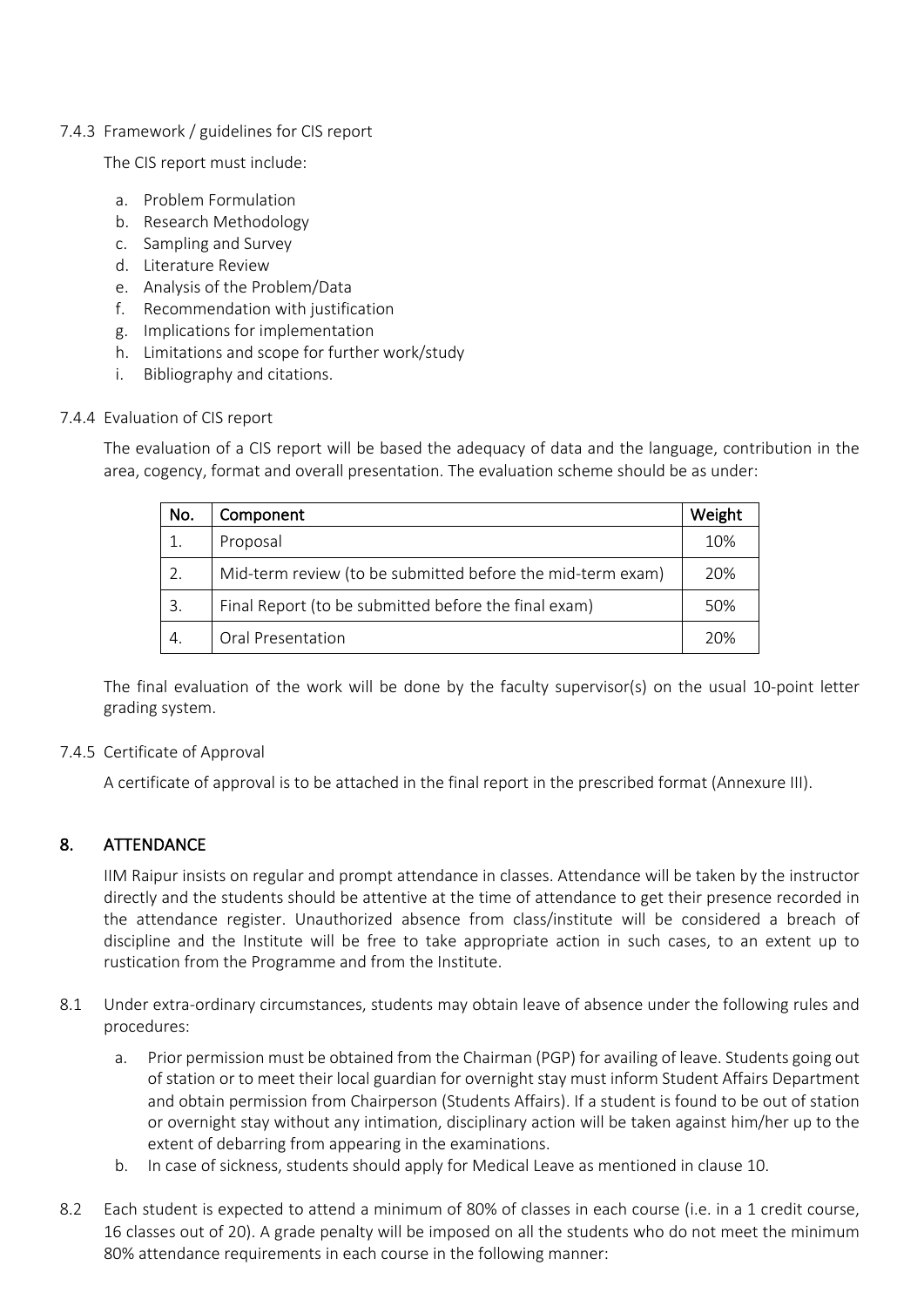7.4.3 Framework / guidelines for CIS report

The CIS report must include:

a. Problem Formulation
b. Research Methodology
c. Sampling and Survey
d. Literature Review
e. Analysis of the Problem/Data
f. Recommendation with justification
g. Implications for implementation
h. Limitations and scope for further work/study
i. Bibliography and citations.

7.4.4 Evaluation of CIS report

The evaluation of a CIS report will be based the adequacy of data and the language, contribution in the area, cogency, format and overall presentation. The evaluation scheme should be as under:

| No. | Component | Weight |
|---|---|---|
| 1. | Proposal | 10% |
| 2. | Mid-term review (to be submitted before the mid-term exam) | 20% |
| 3. | Final Report (to be submitted before the final exam) | 50% |
| 4. | Oral Presentation | 20% |

The final evaluation of the work will be done by the faculty supervisor(s) on the usual 10-point letter grading system.

7.4.5 Certificate of Approval

A certificate of approval is to be attached in the final report in the prescribed format (Annexure III).

## 8. ATTENDANCE

IIM Raipur insists on regular and prompt attendance in classes. Attendance will be taken by the instructor directly and the students should be attentive at the time of attendance to get their presence recorded in the attendance register. Unauthorized absence from class/institute will be considered a breach of discipline and the Institute will be free to take appropriate action in such cases, to an extent up to rustication from the Programme and from the Institute.

8.1 Under extra-ordinary circumstances, students may obtain leave of absence under the following rules and procedures:

a. Prior permission must be obtained from the Chairman (PGP) for availing of leave. Students going out of station or to meet their local guardian for overnight stay must inform Student Affairs Department and obtain permission from Chairperson (Students Affairs). If a student is found to be out of station or overnight stay without any intimation, disciplinary action will be taken against him/her up to the extent of debarring from appearing in the examinations.
b. In case of sickness, students should apply for Medical Leave as mentioned in clause 10.

8.2 Each student is expected to attend a minimum of 80% of classes in each course (i.e. in a 1 credit course, 16 classes out of 20). A grade penalty will be imposed on all the students who do not meet the minimum 80% attendance requirements in each course in the following manner: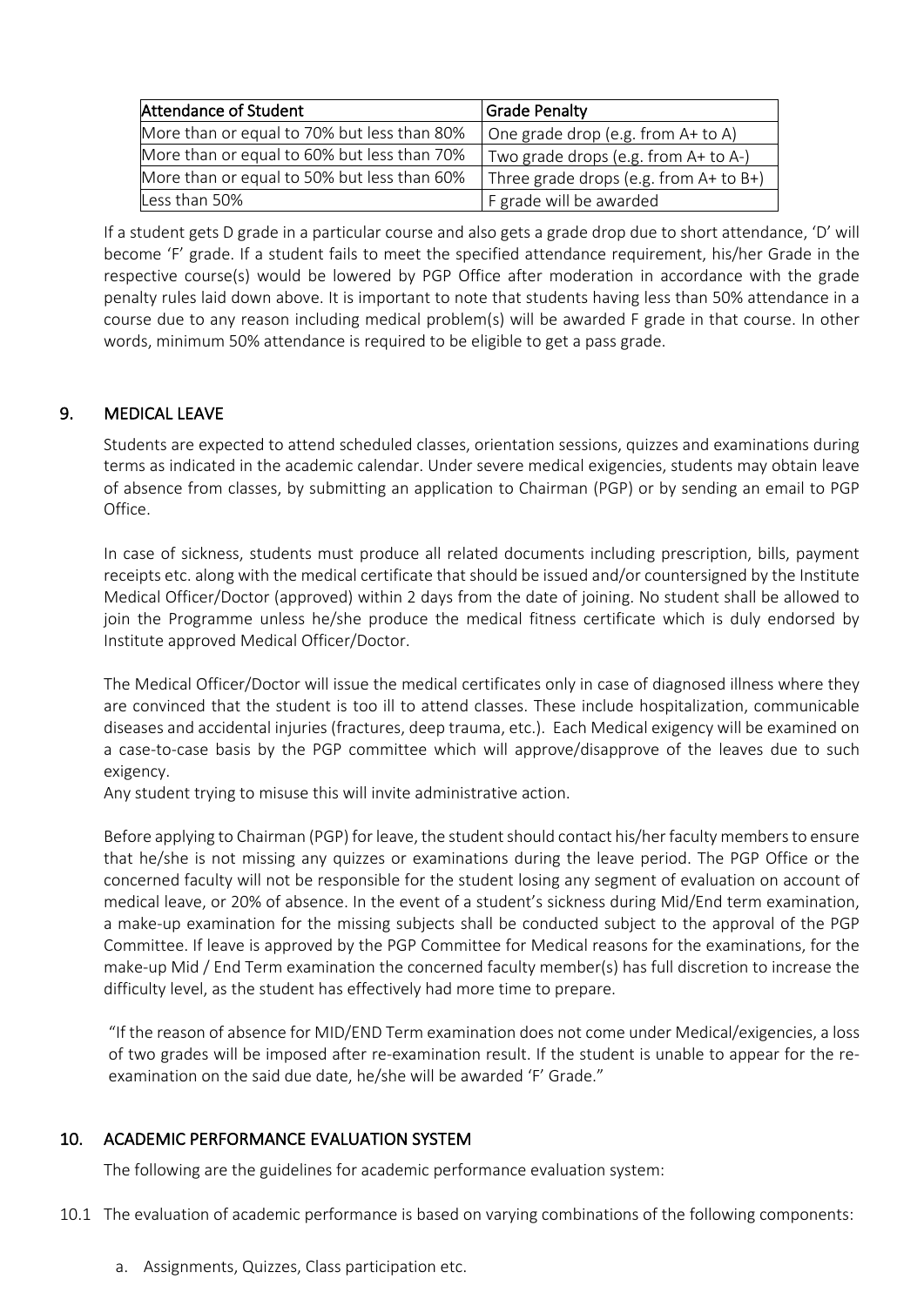| Attendance of Student | Grade Penalty |
| --- | --- |
| More than or equal to 70% but less than 80% | One grade drop (e.g. from A+ to A) |
| More than or equal to 60% but less than 70% | Two grade drops (e.g. from A+ to A-) |
| More than or equal to 50% but less than 60% | Three grade drops (e.g. from A+ to B+) |
| Less than 50% | F grade will be awarded |

If a student gets D grade in a particular course and also gets a grade drop due to short attendance, 'D' will become 'F' grade. If a student fails to meet the specified attendance requirement, his/her Grade in the respective course(s) would be lowered by PGP Office after moderation in accordance with the grade penalty rules laid down above. It is important to note that students having less than 50% attendance in a course due to any reason including medical problem(s) will be awarded F grade in that course. In other words, minimum 50% attendance is required to be eligible to get a pass grade.

## 9. MEDICAL LEAVE

Students are expected to attend scheduled classes, orientation sessions, quizzes and examinations during terms as indicated in the academic calendar. Under severe medical exigencies, students may obtain leave of absence from classes, by submitting an application to Chairman (PGP) or by sending an email to PGP Office.

In case of sickness, students must produce all related documents including prescription, bills, payment receipts etc. along with the medical certificate that should be issued and/or countersigned by the Institute Medical Officer/Doctor (approved) within 2 days from the date of joining. No student shall be allowed to join the Programme unless he/she produce the medical fitness certificate which is duly endorsed by Institute approved Medical Officer/Doctor.

The Medical Officer/Doctor will issue the medical certificates only in case of diagnosed illness where they are convinced that the student is too ill to attend classes. These include hospitalization, communicable diseases and accidental injuries (fractures, deep trauma, etc.). Each Medical exigency will be examined on a case-to-case basis by the PGP committee which will approve/disapprove of the leaves due to such exigency.

Any student trying to misuse this will invite administrative action.

Before applying to Chairman (PGP) for leave, the student should contact his/her faculty members to ensure that he/she is not missing any quizzes or examinations during the leave period. The PGP Office or the concerned faculty will not be responsible for the student losing any segment of evaluation on account of medical leave, or 20% of absence. In the event of a student's sickness during Mid/End term examination, a make-up examination for the missing subjects shall be conducted subject to the approval of the PGP Committee. If leave is approved by the PGP Committee for Medical reasons for the examinations, for the make-up Mid / End Term examination the concerned faculty member(s) has full discretion to increase the difficulty level, as the student has effectively had more time to prepare.

"If the reason of absence for MID/END Term examination does not come under Medical/exigencies, a loss of two grades will be imposed after re-examination result. If the student is unable to appear for the re-examination on the said due date, he/she will be awarded 'F' Grade."

## 10. ACADEMIC PERFORMANCE EVALUATION SYSTEM

The following are the guidelines for academic performance evaluation system:

10.1 The evaluation of academic performance is based on varying combinations of the following components:

a. Assignments, Quizzes, Class participation etc.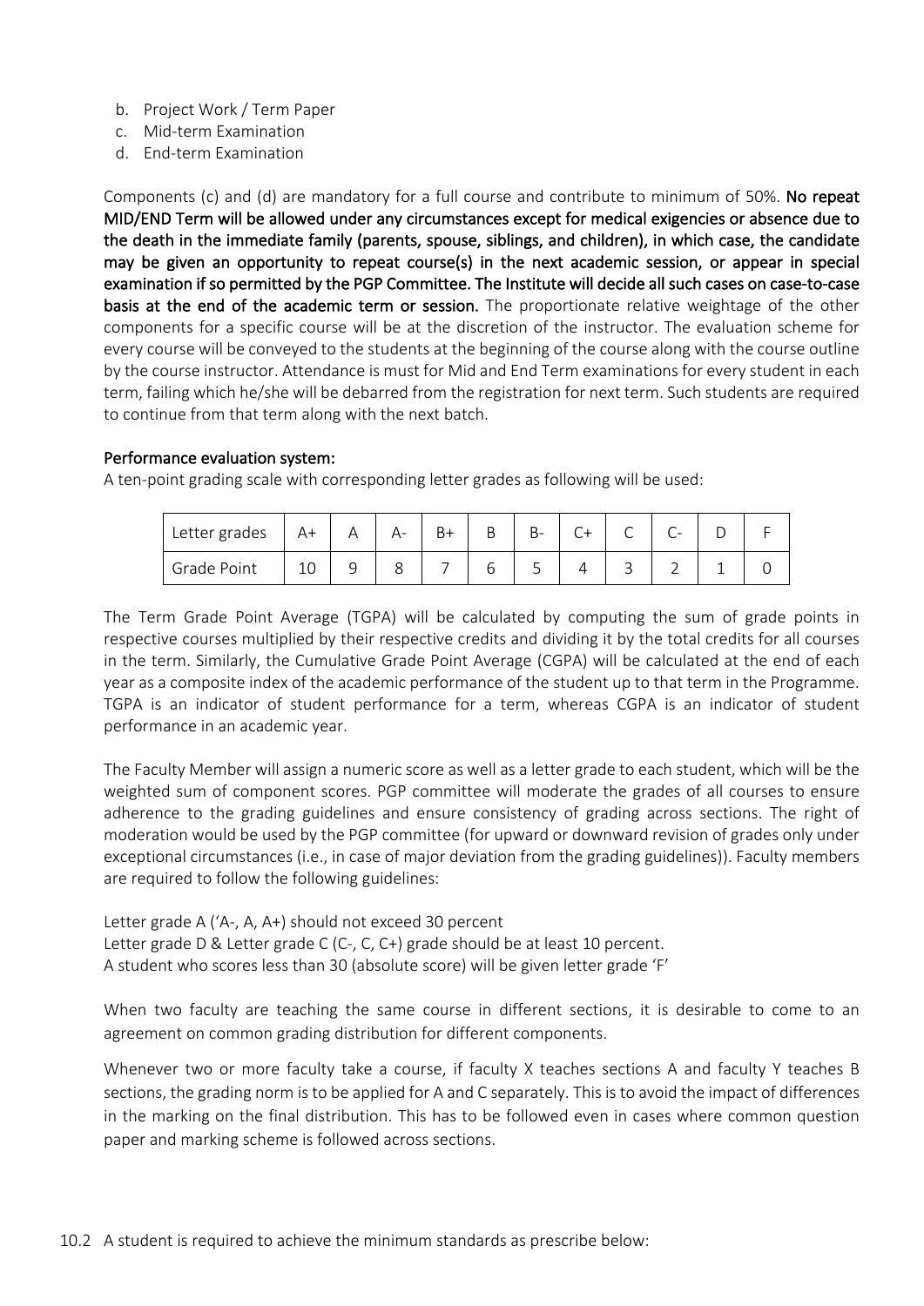b. Project Work / Term Paper
c. Mid-term Examination
d. End-term Examination

Components (c) and (d) are mandatory for a full course and contribute to minimum of 50%. **No repeat MID/END Term will be allowed under any circumstances except for medical exigencies or absence due to the death in the immediate family (parents, spouse, siblings, and children), in which case, the candidate may be given an opportunity to repeat course(s) in the next academic session, or appear in special examination if so permitted by the PGP Committee. The Institute will decide all such cases on case-to-case basis at the end of the academic term or session.** The proportionate relative weightage of the other components for a specific course will be at the discretion of the instructor. The evaluation scheme for every course will be conveyed to the students at the beginning of the course along with the course outline by the course instructor. Attendance is must for Mid and End Term examinations for every student in each term, failing which he/she will be debarred from the registration for next term. Such students are required to continue from that term along with the next batch.

**Performance evaluation system:**

A ten-point grading scale with corresponding letter grades as following will be used:

| Letter grades | A+ | A | A- | B+ | B | B- | C+ | C | C- | D | F |
|---|---|---|---|---|---|---|---|---|---|---|---|
| Grade Point | 10 | 9 | 8 | 7 | 6 | 5 | 4 | 3 | 2 | 1 | 0 |

The Term Grade Point Average (TGPA) will be calculated by computing the sum of grade points in respective courses multiplied by their respective credits and dividing it by the total credits for all courses in the term. Similarly, the Cumulative Grade Point Average (CGPA) will be calculated at the end of each year as a composite index of the academic performance of the student up to that term in the Programme. TGPA is an indicator of student performance for a term, whereas CGPA is an indicator of student performance in an academic year.

The Faculty Member will assign a numeric score as well as a letter grade to each student, which will be the weighted sum of component scores. PGP committee will moderate the grades of all courses to ensure adherence to the grading guidelines and ensure consistency of grading across sections. The right of moderation would be used by the PGP committee (for upward or downward revision of grades only under exceptional circumstances (i.e., in case of major deviation from the grading guidelines)). Faculty members are required to follow the following guidelines:

Letter grade A ('A-, A, A+) should not exceed 30 percent
Letter grade D & Letter grade C (C-, C, C+) grade should be at least 10 percent.
A student who scores less than 30 (absolute score) will be given letter grade 'F'

When two faculty are teaching the same course in different sections, it is desirable to come to an agreement on common grading distribution for different components.

Whenever two or more faculty take a course, if faculty X teaches sections A and faculty Y teaches B sections, the grading norm is to be applied for A and C separately. This is to avoid the impact of differences in the marking on the final distribution. This has to be followed even in cases where common question paper and marking scheme is followed across sections.

10.2 A student is required to achieve the minimum standards as prescribe below: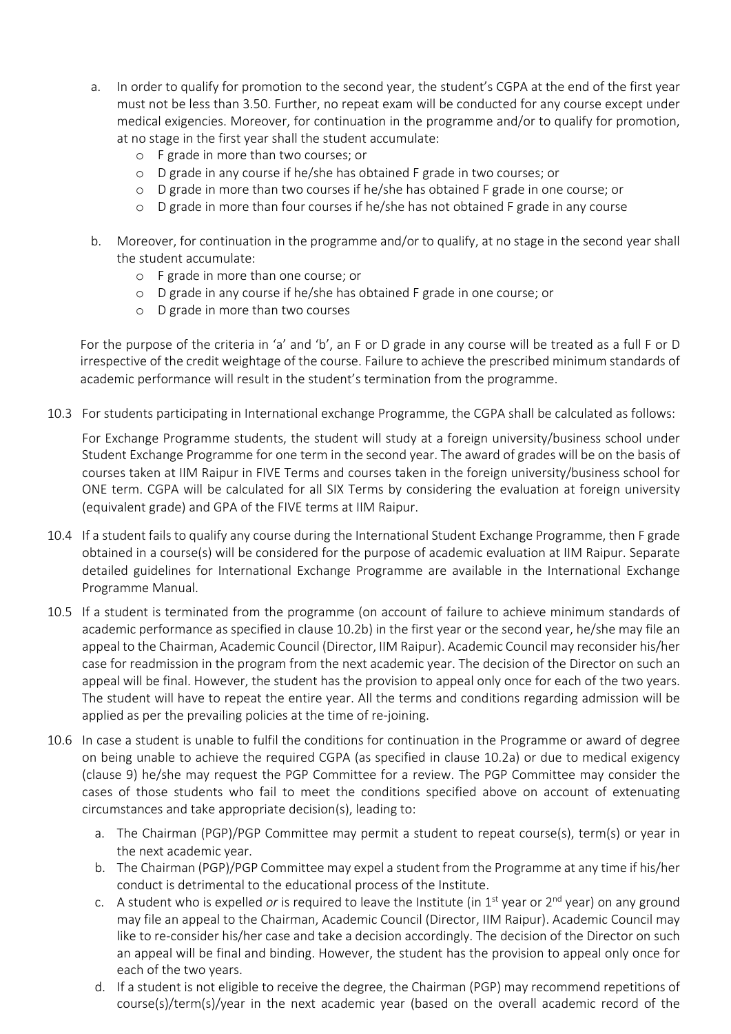a. In order to qualify for promotion to the second year, the student's CGPA at the end of the first year must not be less than 3.50. Further, no repeat exam will be conducted for any course except under medical exigencies. Moreover, for continuation in the programme and/or to qualify for promotion, at no stage in the first year shall the student accumulate:
   - F grade in more than two courses; or
   - D grade in any course if he/she has obtained F grade in two courses; or
   - D grade in more than two courses if he/she has obtained F grade in one course; or
   - D grade in more than four courses if he/she has not obtained F grade in any course

b. Moreover, for continuation in the programme and/or to qualify, at no stage in the second year shall the student accumulate:
   - F grade in more than one course; or
   - D grade in any course if he/she has obtained F grade in one course; or
   - D grade in more than two courses

For the purpose of the criteria in 'a' and 'b', an F or D grade in any course will be treated as a full F or D irrespective of the credit weightage of the course. Failure to achieve the prescribed minimum standards of academic performance will result in the student's termination from the programme.

10.3 For students participating in International exchange Programme, the CGPA shall be calculated as follows:

For Exchange Programme students, the student will study at a foreign university/business school under Student Exchange Programme for one term in the second year. The award of grades will be on the basis of courses taken at IIM Raipur in FIVE Terms and courses taken in the foreign university/business school for ONE term. CGPA will be calculated for all SIX Terms by considering the evaluation at foreign university (equivalent grade) and GPA of the FIVE terms at IIM Raipur.

10.4 If a student fails to qualify any course during the International Student Exchange Programme, then F grade obtained in a course(s) will be considered for the purpose of academic evaluation at IIM Raipur. Separate detailed guidelines for International Exchange Programme are available in the International Exchange Programme Manual.

10.5 If a student is terminated from the programme (on account of failure to achieve minimum standards of academic performance as specified in clause 10.2b) in the first year or the second year, he/she may file an appeal to the Chairman, Academic Council (Director, IIM Raipur). Academic Council may reconsider his/her case for readmission in the program from the next academic year. The decision of the Director on such an appeal will be final. However, the student has the provision to appeal only once for each of the two years. The student will have to repeat the entire year. All the terms and conditions regarding admission will be applied as per the prevailing policies at the time of re-joining.

10.6 In case a student is unable to fulfil the conditions for continuation in the Programme or award of degree on being unable to achieve the required CGPA (as specified in clause 10.2a) or due to medical exigency (clause 9) he/she may request the PGP Committee for a review. The PGP Committee may consider the cases of those students who fail to meet the conditions specified above on account of extenuating circumstances and take appropriate decision(s), leading to:

a. The Chairman (PGP)/PGP Committee may permit a student to repeat course(s), term(s) or year in the next academic year.
b. The Chairman (PGP)/PGP Committee may expel a student from the Programme at any time if his/her conduct is detrimental to the educational process of the Institute.
c. A student who is expelled *or* is required to leave the Institute (in 1st year or 2nd year) on any ground may file an appeal to the Chairman, Academic Council (Director, IIM Raipur). Academic Council may like to re-consider his/her case and take a decision accordingly. The decision of the Director on such an appeal will be final and binding. However, the student has the provision to appeal only once for each of the two years.
d. If a student is not eligible to receive the degree, the Chairman (PGP) may recommend repetitions of course(s)/term(s)/year in the next academic year (based on the overall academic record of the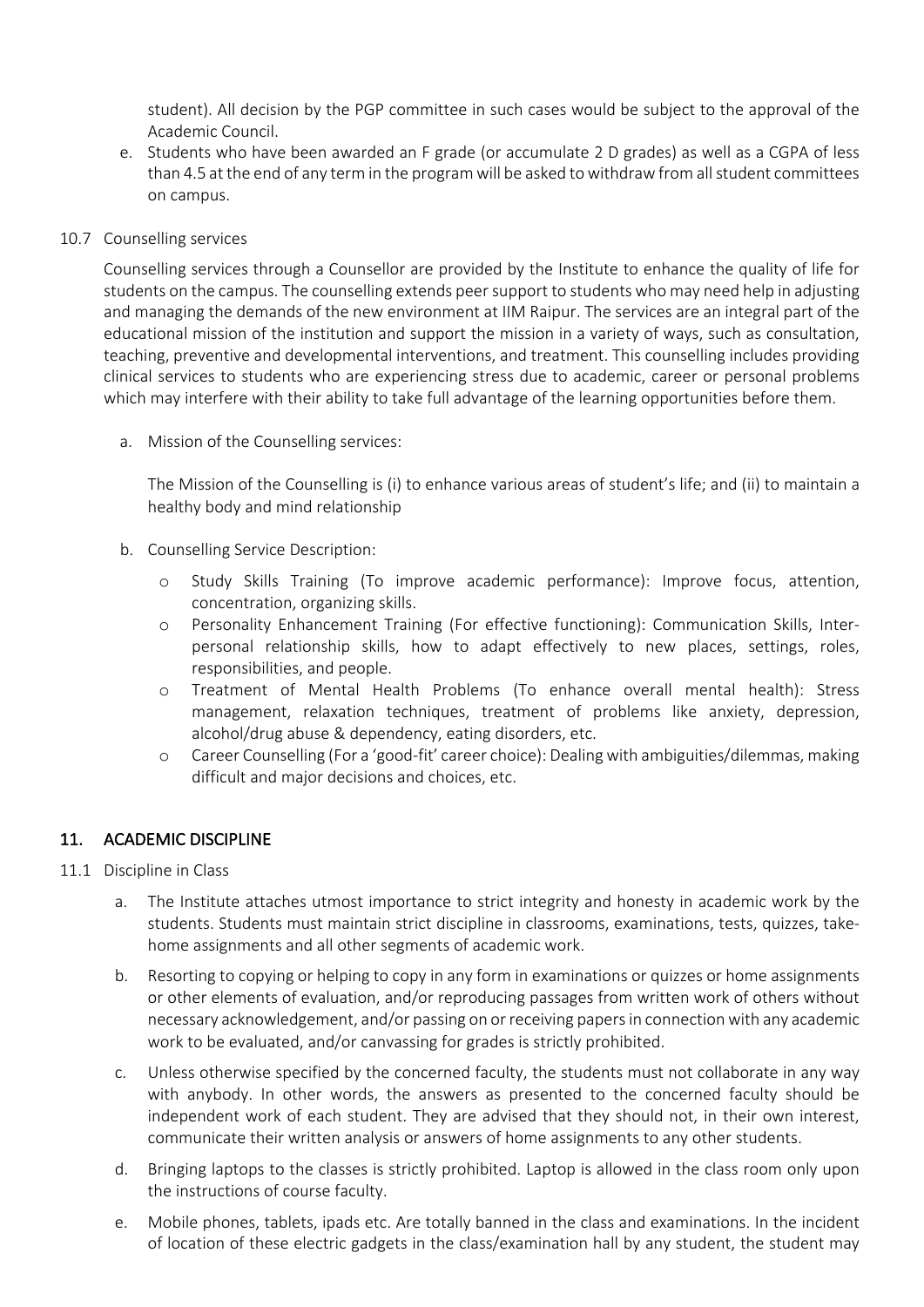student). All decision by the PGP committee in such cases would be subject to the approval of the Academic Council.

e. Students who have been awarded an F grade (or accumulate 2 D grades) as well as a CGPA of less than 4.5 at the end of any term in the program will be asked to withdraw from all student committees on campus.

10.7 Counselling services

Counselling services through a Counsellor are provided by the Institute to enhance the quality of life for students on the campus. The counselling extends peer support to students who may need help in adjusting and managing the demands of the new environment at IIM Raipur. The services are an integral part of the educational mission of the institution and support the mission in a variety of ways, such as consultation, teaching, preventive and developmental interventions, and treatment. This counselling includes providing clinical services to students who are experiencing stress due to academic, career or personal problems which may interfere with their ability to take full advantage of the learning opportunities before them.

a. Mission of the Counselling services:

The Mission of the Counselling is (i) to enhance various areas of student's life; and (ii) to maintain a healthy body and mind relationship

b. Counselling Service Description:

- Study Skills Training (To improve academic performance): Improve focus, attention, concentration, organizing skills.
- Personality Enhancement Training (For effective functioning): Communication Skills, Inter-personal relationship skills, how to adapt effectively to new places, settings, roles, responsibilities, and people.
- Treatment of Mental Health Problems (To enhance overall mental health): Stress management, relaxation techniques, treatment of problems like anxiety, depression, alcohol/drug abuse & dependency, eating disorders, etc.
- Career Counselling (For a 'good-fit' career choice): Dealing with ambiguities/dilemmas, making difficult and major decisions and choices, etc.

## 11. ACADEMIC DISCIPLINE

11.1 Discipline in Class

a. The Institute attaches utmost importance to strict integrity and honesty in academic work by the students. Students must maintain strict discipline in classrooms, examinations, tests, quizzes, take-home assignments and all other segments of academic work.

b. Resorting to copying or helping to copy in any form in examinations or quizzes or home assignments or other elements of evaluation, and/or reproducing passages from written work of others without necessary acknowledgement, and/or passing on or receiving papers in connection with any academic work to be evaluated, and/or canvassing for grades is strictly prohibited.

c. Unless otherwise specified by the concerned faculty, the students must not collaborate in any way with anybody. In other words, the answers as presented to the concerned faculty should be independent work of each student. They are advised that they should not, in their own interest, communicate their written analysis or answers of home assignments to any other students.

d. Bringing laptops to the classes is strictly prohibited. Laptop is allowed in the class room only upon the instructions of course faculty.

e. Mobile phones, tablets, ipads etc. Are totally banned in the class and examinations. In the incident of location of these electric gadgets in the class/examination hall by any student, the student may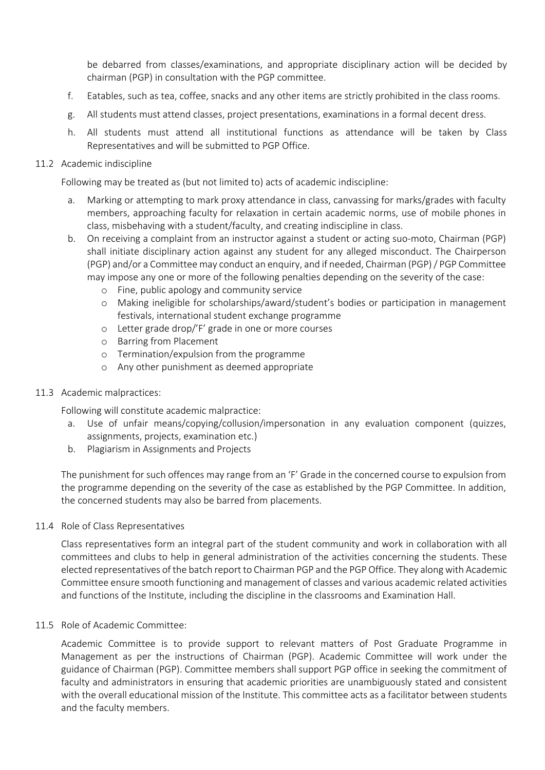be debarred from classes/examinations, and appropriate disciplinary action will be decided by chairman (PGP) in consultation with the PGP committee.

f. Eatables, such as tea, coffee, snacks and any other items are strictly prohibited in the class rooms.

g. All students must attend classes, project presentations, examinations in a formal decent dress.

h. All students must attend all institutional functions as attendance will be taken by Class Representatives and will be submitted to PGP Office.

### 11.2 Academic indiscipline

Following may be treated as (but not limited to) acts of academic indiscipline:

a. Marking or attempting to mark proxy attendance in class, canvassing for marks/grades with faculty members, approaching faculty for relaxation in certain academic norms, use of mobile phones in class, misbehaving with a student/faculty, and creating indiscipline in class.

b. On receiving a complaint from an instructor against a student or acting suo-moto, Chairman (PGP) shall initiate disciplinary action against any student for any alleged misconduct. The Chairperson (PGP) and/or a Committee may conduct an enquiry, and if needed, Chairman (PGP) / PGP Committee may impose any one or more of the following penalties depending on the severity of the case:
   - Fine, public apology and community service
   - Making ineligible for scholarships/award/student's bodies or participation in management festivals, international student exchange programme
   - Letter grade drop/'F' grade in one or more courses
   - Barring from Placement
   - Termination/expulsion from the programme
   - Any other punishment as deemed appropriate

### 11.3 Academic malpractices:

Following will constitute academic malpractice:

a. Use of unfair means/copying/collusion/impersonation in any evaluation component (quizzes, assignments, projects, examination etc.)

b. Plagiarism in Assignments and Projects

The punishment for such offences may range from an 'F' Grade in the concerned course to expulsion from the programme depending on the severity of the case as established by the PGP Committee. In addition, the concerned students may also be barred from placements.

### 11.4 Role of Class Representatives

Class representatives form an integral part of the student community and work in collaboration with all committees and clubs to help in general administration of the activities concerning the students. These elected representatives of the batch report to Chairman PGP and the PGP Office. They along with Academic Committee ensure smooth functioning and management of classes and various academic related activities and functions of the Institute, including the discipline in the classrooms and Examination Hall.

### 11.5 Role of Academic Committee:

Academic Committee is to provide support to relevant matters of Post Graduate Programme in Management as per the instructions of Chairman (PGP). Academic Committee will work under the guidance of Chairman (PGP). Committee members shall support PGP office in seeking the commitment of faculty and administrators in ensuring that academic priorities are unambiguously stated and consistent with the overall educational mission of the Institute. This committee acts as a facilitator between students and the faculty members.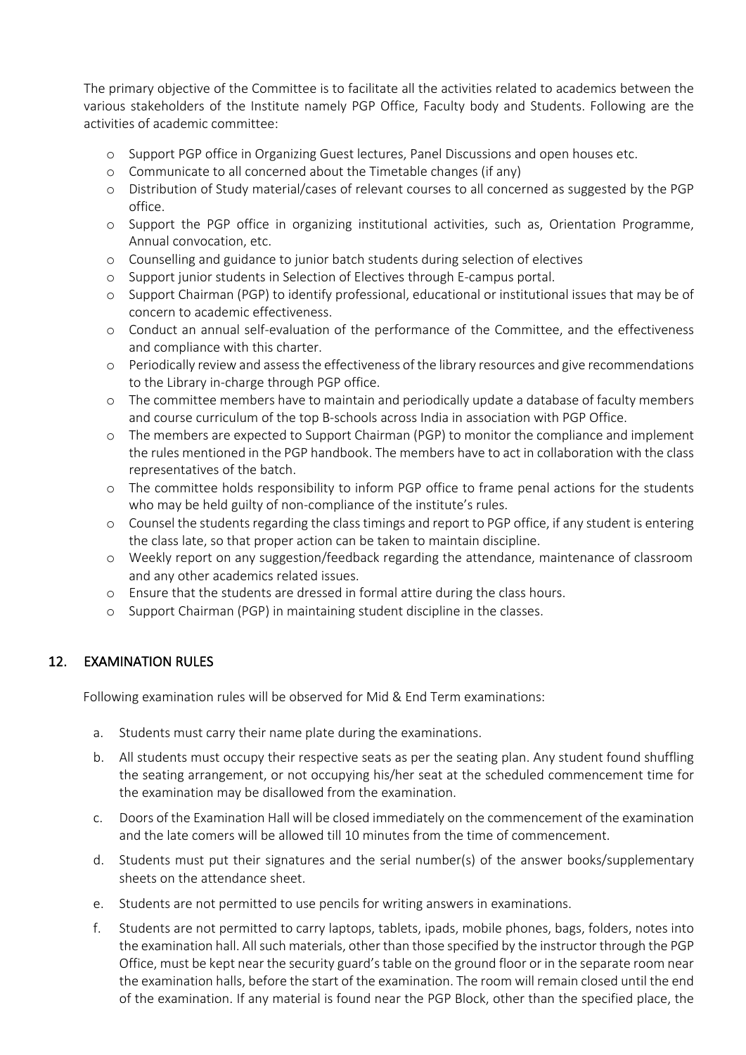The primary objective of the Committee is to facilitate all the activities related to academics between the various stakeholders of the Institute namely PGP Office, Faculty body and Students. Following are the activities of academic committee:

- Support PGP office in Organizing Guest lectures, Panel Discussions and open houses etc.
- Communicate to all concerned about the Timetable changes (if any)
- Distribution of Study material/cases of relevant courses to all concerned as suggested by the PGP office.
- Support the PGP office in organizing institutional activities, such as, Orientation Programme, Annual convocation, etc.
- Counselling and guidance to junior batch students during selection of electives
- Support junior students in Selection of Electives through E-campus portal.
- Support Chairman (PGP) to identify professional, educational or institutional issues that may be of concern to academic effectiveness.
- Conduct an annual self-evaluation of the performance of the Committee, and the effectiveness and compliance with this charter.
- Periodically review and assess the effectiveness of the library resources and give recommendations to the Library in-charge through PGP office.
- The committee members have to maintain and periodically update a database of faculty members and course curriculum of the top B-schools across India in association with PGP Office.
- The members are expected to Support Chairman (PGP) to monitor the compliance and implement the rules mentioned in the PGP handbook. The members have to act in collaboration with the class representatives of the batch.
- The committee holds responsibility to inform PGP office to frame penal actions for the students who may be held guilty of non-compliance of the institute's rules.
- Counsel the students regarding the class timings and report to PGP office, if any student is entering the class late, so that proper action can be taken to maintain discipline.
- Weekly report on any suggestion/feedback regarding the attendance, maintenance of classroom and any other academics related issues.
- Ensure that the students are dressed in formal attire during the class hours.
- Support Chairman (PGP) in maintaining student discipline in the classes.

## 12. EXAMINATION RULES

Following examination rules will be observed for Mid & End Term examinations:

a. Students must carry their name plate during the examinations.

b. All students must occupy their respective seats as per the seating plan. Any student found shuffling the seating arrangement, or not occupying his/her seat at the scheduled commencement time for the examination may be disallowed from the examination.

c. Doors of the Examination Hall will be closed immediately on the commencement of the examination and the late comers will be allowed till 10 minutes from the time of commencement.

d. Students must put their signatures and the serial number(s) of the answer books/supplementary sheets on the attendance sheet.

e. Students are not permitted to use pencils for writing answers in examinations.

f. Students are not permitted to carry laptops, tablets, ipads, mobile phones, bags, folders, notes into the examination hall. All such materials, other than those specified by the instructor through the PGP Office, must be kept near the security guard's table on the ground floor or in the separate room near the examination halls, before the start of the examination. The room will remain closed until the end of the examination. If any material is found near the PGP Block, other than the specified place, the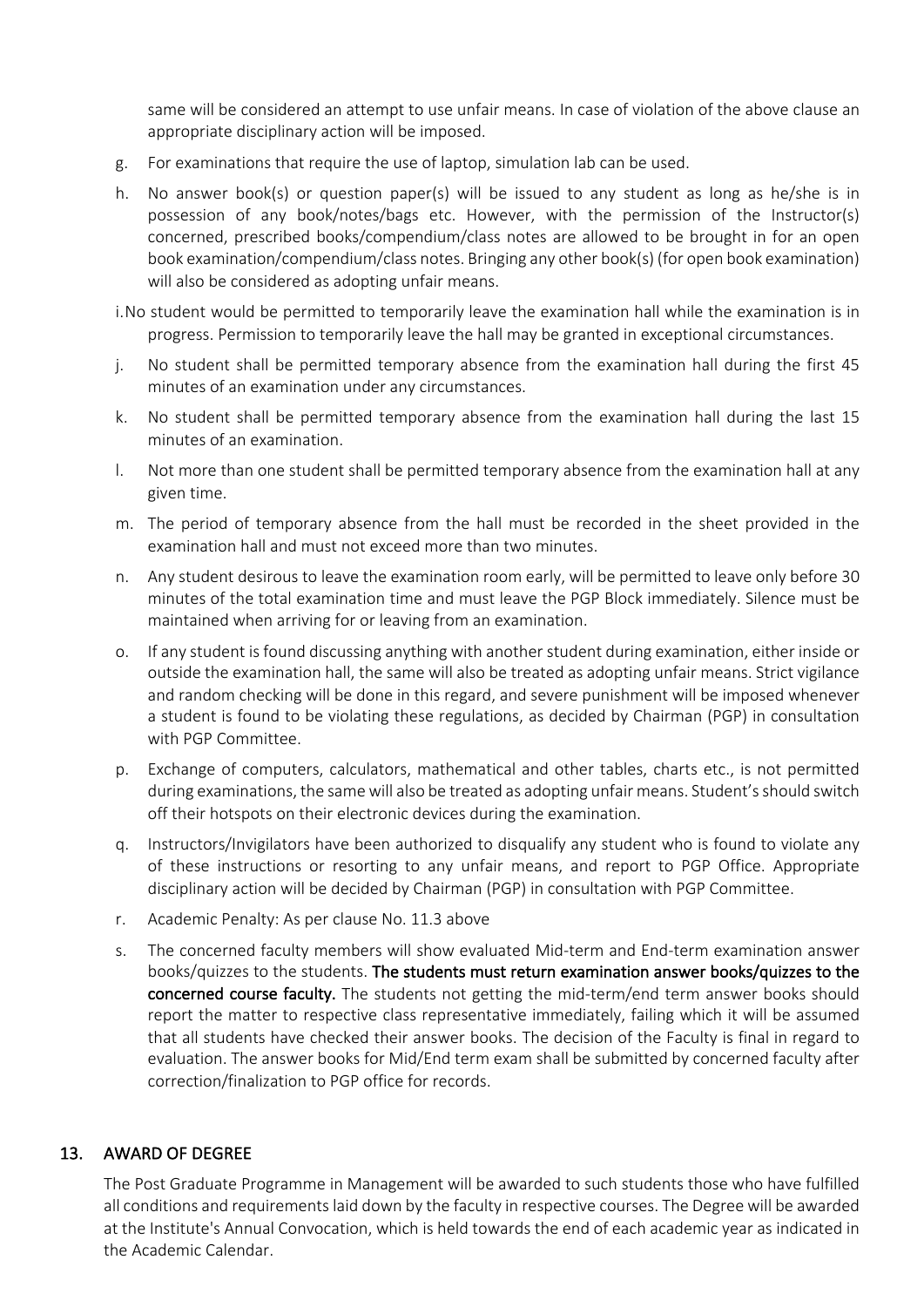same will be considered an attempt to use unfair means. In case of violation of the above clause an appropriate disciplinary action will be imposed.

g. For examinations that require the use of laptop, simulation lab can be used.

h. No answer book(s) or question paper(s) will be issued to any student as long as he/she is in possession of any book/notes/bags etc. However, with the permission of the Instructor(s) concerned, prescribed books/compendium/class notes are allowed to be brought in for an open book examination/compendium/class notes. Bringing any other book(s) (for open book examination) will also be considered as adopting unfair means.

i. No student would be permitted to temporarily leave the examination hall while the examination is in progress. Permission to temporarily leave the hall may be granted in exceptional circumstances.

j. No student shall be permitted temporary absence from the examination hall during the first 45 minutes of an examination under any circumstances.

k. No student shall be permitted temporary absence from the examination hall during the last 15 minutes of an examination.

l. Not more than one student shall be permitted temporary absence from the examination hall at any given time.

m. The period of temporary absence from the hall must be recorded in the sheet provided in the examination hall and must not exceed more than two minutes.

n. Any student desirous to leave the examination room early, will be permitted to leave only before 30 minutes of the total examination time and must leave the PGP Block immediately. Silence must be maintained when arriving for or leaving from an examination.

o. If any student is found discussing anything with another student during examination, either inside or outside the examination hall, the same will also be treated as adopting unfair means. Strict vigilance and random checking will be done in this regard, and severe punishment will be imposed whenever a student is found to be violating these regulations, as decided by Chairman (PGP) in consultation with PGP Committee.

p. Exchange of computers, calculators, mathematical and other tables, charts etc., is not permitted during examinations, the same will also be treated as adopting unfair means. Student's should switch off their hotspots on their electronic devices during the examination.

q. Instructors/Invigilators have been authorized to disqualify any student who is found to violate any of these instructions or resorting to any unfair means, and report to PGP Office. Appropriate disciplinary action will be decided by Chairman (PGP) in consultation with PGP Committee.

r. Academic Penalty: As per clause No. 11.3 above

s. The concerned faculty members will show evaluated Mid-term and End-term examination answer books/quizzes to the students. **The students must return examination answer books/quizzes to the concerned course faculty.** The students not getting the mid-term/end term answer books should report the matter to respective class representative immediately, failing which it will be assumed that all students have checked their answer books. The decision of the Faculty is final in regard to evaluation. The answer books for Mid/End term exam shall be submitted by concerned faculty after correction/finalization to PGP office for records.

## 13. AWARD OF DEGREE

The Post Graduate Programme in Management will be awarded to such students those who have fulfilled all conditions and requirements laid down by the faculty in respective courses. The Degree will be awarded at the Institute's Annual Convocation, which is held towards the end of each academic year as indicated in the Academic Calendar.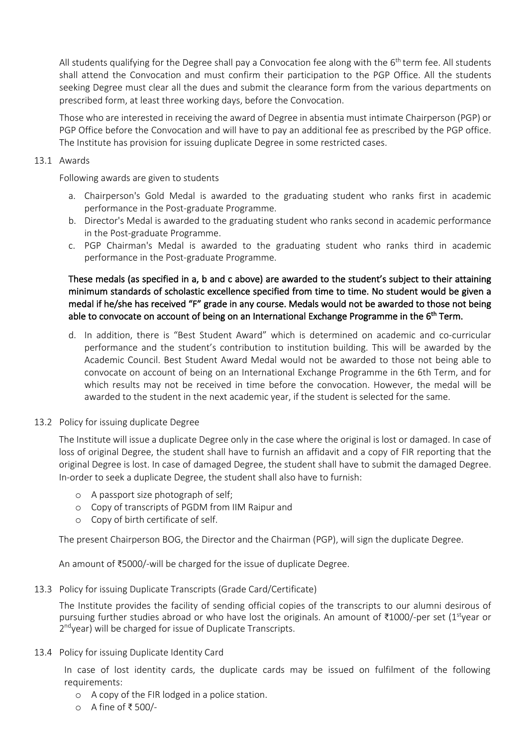All students qualifying for the Degree shall pay a Convocation fee along with the 6th term fee. All students shall attend the Convocation and must confirm their participation to the PGP Office. All the students seeking Degree must clear all the dues and submit the clearance form from the various departments on prescribed form, at least three working days, before the Convocation.

Those who are interested in receiving the award of Degree in absentia must intimate Chairperson (PGP) or PGP Office before the Convocation and will have to pay an additional fee as prescribed by the PGP office. The Institute has provision for issuing duplicate Degree in some restricted cases.

### 13.1 Awards

Following awards are given to students

a. Chairperson's Gold Medal is awarded to the graduating student who ranks first in academic performance in the Post-graduate Programme.
b. Director's Medal is awarded to the graduating student who ranks second in academic performance in the Post-graduate Programme.
c. PGP Chairman's Medal is awarded to the graduating student who ranks third in academic performance in the Post-graduate Programme.

**These medals (as specified in a, b and c above) are awarded to the student's subject to their attaining minimum standards of scholastic excellence specified from time to time. No student would be given a medal if he/she has received "F" grade in any course. Medals would not be awarded to those not being able to convocate on account of being on an International Exchange Programme in the 6th Term.**

d. In addition, there is "Best Student Award" which is determined on academic and co-curricular performance and the student's contribution to institution building. This will be awarded by the Academic Council. Best Student Award Medal would not be awarded to those not being able to convocate on account of being on an International Exchange Programme in the 6th Term, and for which results may not be received in time before the convocation. However, the medal will be awarded to the student in the next academic year, if the student is selected for the same.

### 13.2 Policy for issuing duplicate Degree

The Institute will issue a duplicate Degree only in the case where the original is lost or damaged. In case of loss of original Degree, the student shall have to furnish an affidavit and a copy of FIR reporting that the original Degree is lost. In case of damaged Degree, the student shall have to submit the damaged Degree. In-order to seek a duplicate Degree, the student shall also have to furnish:

- A passport size photograph of self;
- Copy of transcripts of PGDM from IIM Raipur and
- Copy of birth certificate of self.

The present Chairperson BOG, the Director and the Chairman (PGP), will sign the duplicate Degree.

An amount of ₹5000/-will be charged for the issue of duplicate Degree.

### 13.3 Policy for issuing Duplicate Transcripts (Grade Card/Certificate)

The Institute provides the facility of sending official copies of the transcripts to our alumni desirous of pursuing further studies abroad or who have lost the originals. An amount of ₹1000/-per set (1st year or 2nd year) will be charged for issue of Duplicate Transcripts.

### 13.4 Policy for issuing Duplicate Identity Card

In case of lost identity cards, the duplicate cards may be issued on fulfilment of the following requirements:

- A copy of the FIR lodged in a police station.
- A fine of ₹ 500/-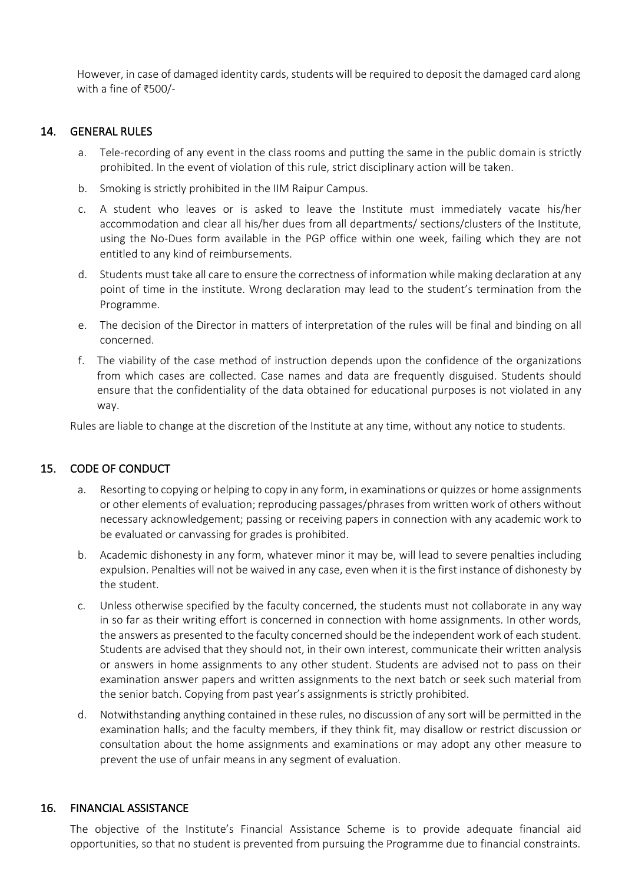However, in case of damaged identity cards, students will be required to deposit the damaged card along with a fine of ₹500/-

## 14. GENERAL RULES

a. Tele-recording of any event in the class rooms and putting the same in the public domain is strictly prohibited. In the event of violation of this rule, strict disciplinary action will be taken.

b. Smoking is strictly prohibited in the IIM Raipur Campus.

c. A student who leaves or is asked to leave the Institute must immediately vacate his/her accommodation and clear all his/her dues from all departments/ sections/clusters of the Institute, using the No-Dues form available in the PGP office within one week, failing which they are not entitled to any kind of reimbursements.

d. Students must take all care to ensure the correctness of information while making declaration at any point of time in the institute. Wrong declaration may lead to the student's termination from the Programme.

e. The decision of the Director in matters of interpretation of the rules will be final and binding on all concerned.

f. The viability of the case method of instruction depends upon the confidence of the organizations from which cases are collected. Case names and data are frequently disguised. Students should ensure that the confidentiality of the data obtained for educational purposes is not violated in any way.

Rules are liable to change at the discretion of the Institute at any time, without any notice to students.

## 15. CODE OF CONDUCT

a. Resorting to copying or helping to copy in any form, in examinations or quizzes or home assignments or other elements of evaluation; reproducing passages/phrases from written work of others without necessary acknowledgement; passing or receiving papers in connection with any academic work to be evaluated or canvassing for grades is prohibited.

b. Academic dishonesty in any form, whatever minor it may be, will lead to severe penalties including expulsion. Penalties will not be waived in any case, even when it is the first instance of dishonesty by the student.

c. Unless otherwise specified by the faculty concerned, the students must not collaborate in any way in so far as their writing effort is concerned in connection with home assignments. In other words, the answers as presented to the faculty concerned should be the independent work of each student. Students are advised that they should not, in their own interest, communicate their written analysis or answers in home assignments to any other student. Students are advised not to pass on their examination answer papers and written assignments to the next batch or seek such material from the senior batch. Copying from past year's assignments is strictly prohibited.

d. Notwithstanding anything contained in these rules, no discussion of any sort will be permitted in the examination halls; and the faculty members, if they think fit, may disallow or restrict discussion or consultation about the home assignments and examinations or may adopt any other measure to prevent the use of unfair means in any segment of evaluation.

## 16. FINANCIAL ASSISTANCE

The objective of the Institute's Financial Assistance Scheme is to provide adequate financial aid opportunities, so that no student is prevented from pursuing the Programme due to financial constraints.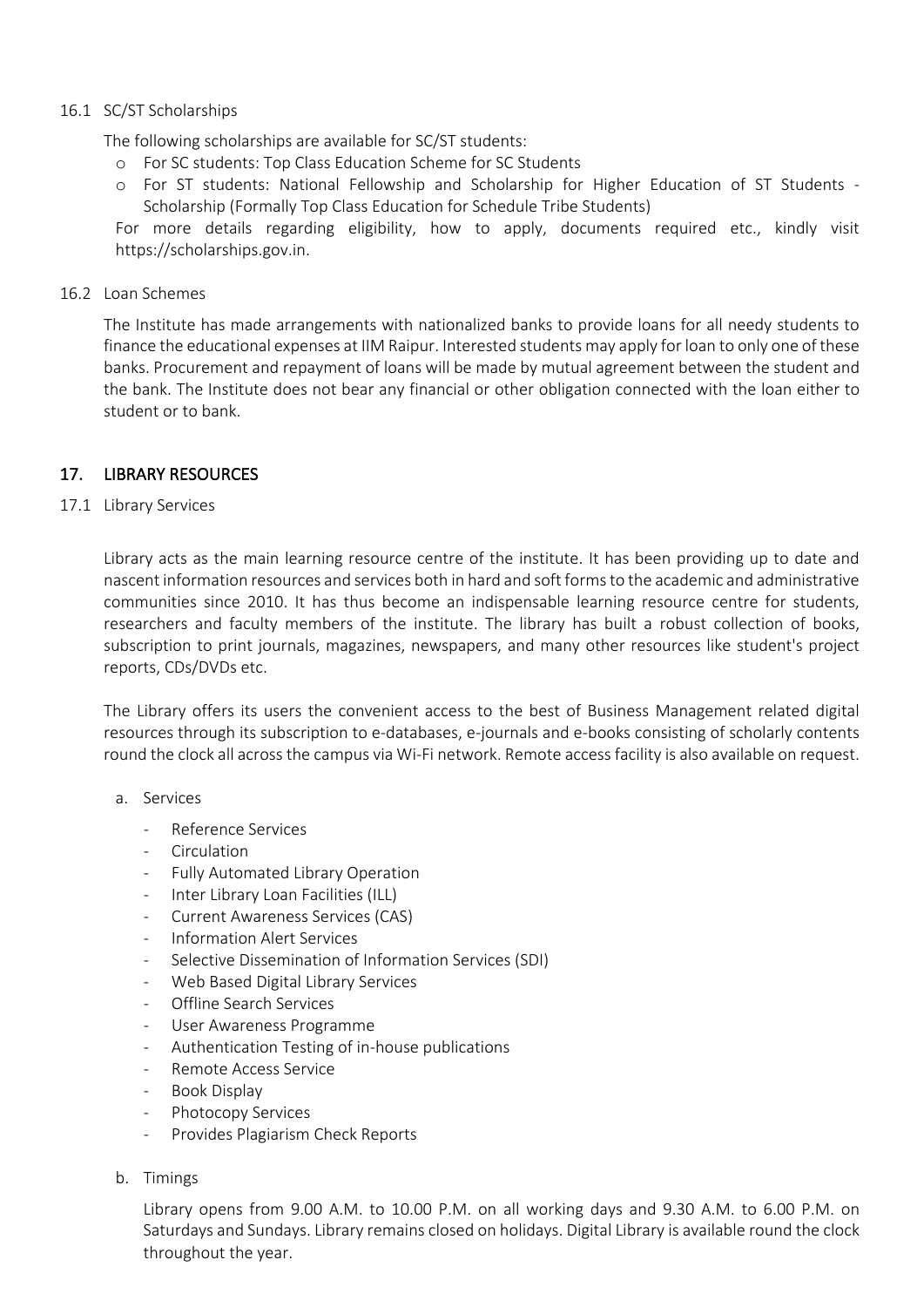### 16.1 SC/ST Scholarships

The following scholarships are available for SC/ST students:

- For SC students: Top Class Education Scheme for SC Students
- For ST students: National Fellowship and Scholarship for Higher Education of ST Students - Scholarship (Formally Top Class Education for Schedule Tribe Students)

For more details regarding eligibility, how to apply, documents required etc., kindly visit https://scholarships.gov.in.

### 16.2 Loan Schemes

The Institute has made arrangements with nationalized banks to provide loans for all needy students to finance the educational expenses at IIM Raipur. Interested students may apply for loan to only one of these banks. Procurement and repayment of loans will be made by mutual agreement between the student and the bank. The Institute does not bear any financial or other obligation connected with the loan either to student or to bank.

## 17. LIBRARY RESOURCES

### 17.1 Library Services

Library acts as the main learning resource centre of the institute. It has been providing up to date and nascent information resources and services both in hard and soft forms to the academic and administrative communities since 2010. It has thus become an indispensable learning resource centre for students, researchers and faculty members of the institute. The library has built a robust collection of books, subscription to print journals, magazines, newspapers, and many other resources like student's project reports, CDs/DVDs etc.

The Library offers its users the convenient access to the best of Business Management related digital resources through its subscription to e-databases, e-journals and e-books consisting of scholarly contents round the clock all across the campus via Wi-Fi network. Remote access facility is also available on request.

a. Services

- Reference Services
- Circulation
- Fully Automated Library Operation
- Inter Library Loan Facilities (ILL)
- Current Awareness Services (CAS)
- Information Alert Services
- Selective Dissemination of Information Services (SDI)
- Web Based Digital Library Services
- Offline Search Services
- User Awareness Programme
- Authentication Testing of in-house publications
- Remote Access Service
- Book Display
- Photocopy Services
- Provides Plagiarism Check Reports

b. Timings

Library opens from 9.00 A.M. to 10.00 P.M. on all working days and 9.30 A.M. to 6.00 P.M. on Saturdays and Sundays. Library remains closed on holidays. Digital Library is available round the clock throughout the year.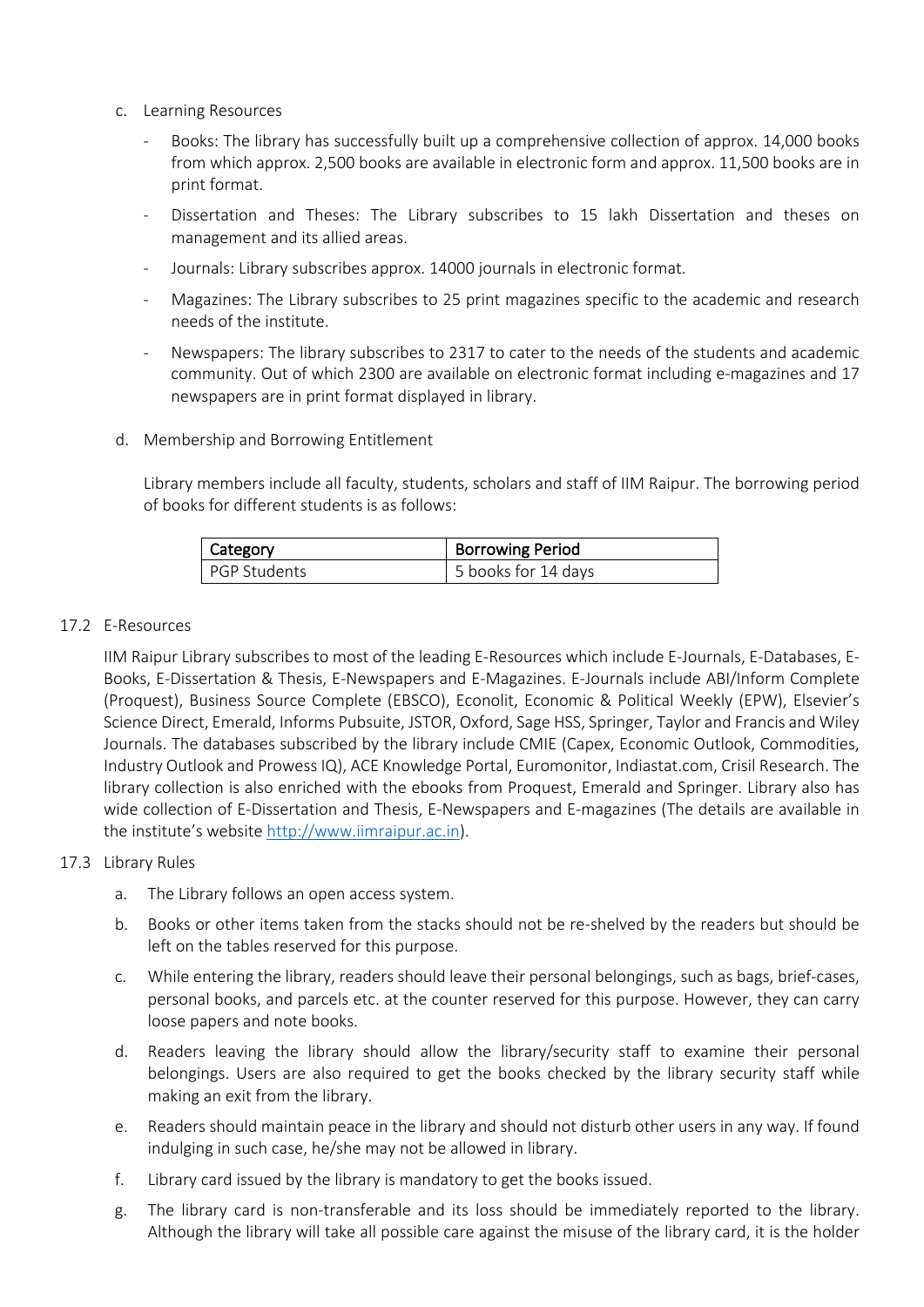c. Learning Resources

- Books: The library has successfully built up a comprehensive collection of approx. 14,000 books from which approx. 2,500 books are available in electronic form and approx. 11,500 books are in print format.
- Dissertation and Theses: The Library subscribes to 15 lakh Dissertation and theses on management and its allied areas.
- Journals: Library subscribes approx. 14000 journals in electronic format.
- Magazines: The Library subscribes to 25 print magazines specific to the academic and research needs of the institute.
- Newspapers: The library subscribes to 2317 to cater to the needs of the students and academic community. Out of which 2300 are available on electronic format including e-magazines and 17 newspapers are in print format displayed in library.

d. Membership and Borrowing Entitlement

Library members include all faculty, students, scholars and staff of IIM Raipur. The borrowing period of books for different students is as follows:

| Category | Borrowing Period |
|---|---|
| PGP Students | 5 books for 14 days |

## 17.2 E-Resources

IIM Raipur Library subscribes to most of the leading E-Resources which include E-Journals, E-Databases, E-Books, E-Dissertation & Thesis, E-Newspapers and E-Magazines. E-Journals include ABI/Inform Complete (Proquest), Business Source Complete (EBSCO), Econolit, Economic & Political Weekly (EPW), Elsevier's Science Direct, Emerald, Informs Pubsuite, JSTOR, Oxford, Sage HSS, Springer, Taylor and Francis and Wiley Journals. The databases subscribed by the library include CMIE (Capex, Economic Outlook, Commodities, Industry Outlook and Prowess IQ), ACE Knowledge Portal, Euromonitor, Indiastat.com, Crisil Research. The library collection is also enriched with the ebooks from Proquest, Emerald and Springer. Library also has wide collection of E-Dissertation and Thesis, E-Newspapers and E-magazines (The details are available in the institute's website http://www.iimraipur.ac.in).

## 17.3 Library Rules

a. The Library follows an open access system.

b. Books or other items taken from the stacks should not be re-shelved by the readers but should be left on the tables reserved for this purpose.

c. While entering the library, readers should leave their personal belongings, such as bags, brief-cases, personal books, and parcels etc. at the counter reserved for this purpose. However, they can carry loose papers and note books.

d. Readers leaving the library should allow the library/security staff to examine their personal belongings. Users are also required to get the books checked by the library security staff while making an exit from the library.

e. Readers should maintain peace in the library and should not disturb other users in any way. If found indulging in such case, he/she may not be allowed in library.

f. Library card issued by the library is mandatory to get the books issued.

g. The library card is non-transferable and its loss should be immediately reported to the library. Although the library will take all possible care against the misuse of the library card, it is the holder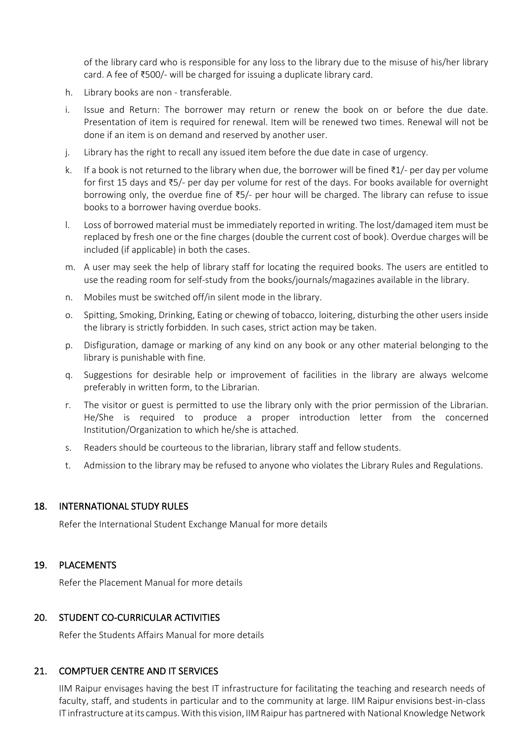of the library card who is responsible for any loss to the library due to the misuse of his/her library card. A fee of ₹500/- will be charged for issuing a duplicate library card.

h. Library books are non - transferable.

i. Issue and Return: The borrower may return or renew the book on or before the due date. Presentation of item is required for renewal. Item will be renewed two times. Renewal will not be done if an item is on demand and reserved by another user.

j. Library has the right to recall any issued item before the due date in case of urgency.

k. If a book is not returned to the library when due, the borrower will be fined ₹1/- per day per volume for first 15 days and ₹5/- per day per volume for rest of the days. For books available for overnight borrowing only, the overdue fine of ₹5/- per hour will be charged. The library can refuse to issue books to a borrower having overdue books.

l. Loss of borrowed material must be immediately reported in writing. The lost/damaged item must be replaced by fresh one or the fine charges (double the current cost of book). Overdue charges will be included (if applicable) in both the cases.

m. A user may seek the help of library staff for locating the required books. The users are entitled to use the reading room for self-study from the books/journals/magazines available in the library.

n. Mobiles must be switched off/in silent mode in the library.

o. Spitting, Smoking, Drinking, Eating or chewing of tobacco, loitering, disturbing the other users inside the library is strictly forbidden. In such cases, strict action may be taken.

p. Disfiguration, damage or marking of any kind on any book or any other material belonging to the library is punishable with fine.

q. Suggestions for desirable help or improvement of facilities in the library are always welcome preferably in written form, to the Librarian.

r. The visitor or guest is permitted to use the library only with the prior permission of the Librarian. He/She is required to produce a proper introduction letter from the concerned Institution/Organization to which he/she is attached.

s. Readers should be courteous to the librarian, library staff and fellow students.

t. Admission to the library may be refused to anyone who violates the Library Rules and Regulations.

## 18. INTERNATIONAL STUDY RULES

Refer the International Student Exchange Manual for more details

## 19. PLACEMENTS

Refer the Placement Manual for more details

## 20. STUDENT CO-CURRICULAR ACTIVITIES

Refer the Students Affairs Manual for more details

## 21. COMPTUER CENTRE AND IT SERVICES

IIM Raipur envisages having the best IT infrastructure for facilitating the teaching and research needs of faculty, staff, and students in particular and to the community at large. IIM Raipur envisions best-in-class IT infrastructure at its campus. With this vision, IIM Raipur has partnered with National Knowledge Network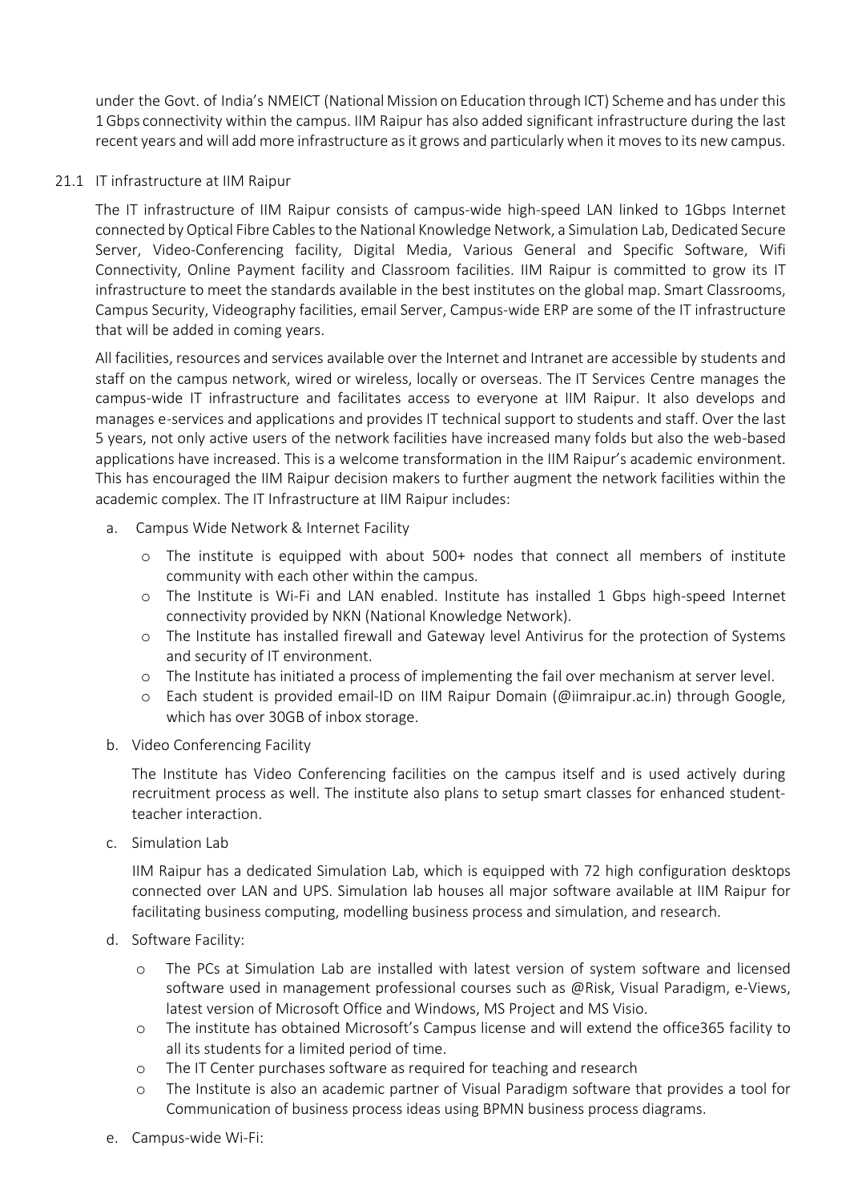under the Govt. of India's NMEICT (National Mission on Education through ICT) Scheme and has under this 1 Gbps connectivity within the campus. IIM Raipur has also added significant infrastructure during the last recent years and will add more infrastructure as it grows and particularly when it moves to its new campus.

## 21.1 IT infrastructure at IIM Raipur

The IT infrastructure of IIM Raipur consists of campus-wide high-speed LAN linked to 1Gbps Internet connected by Optical Fibre Cables to the National Knowledge Network, a Simulation Lab, Dedicated Secure Server, Video-Conferencing facility, Digital Media, Various General and Specific Software, Wifi Connectivity, Online Payment facility and Classroom facilities. IIM Raipur is committed to grow its IT infrastructure to meet the standards available in the best institutes on the global map. Smart Classrooms, Campus Security, Videography facilities, email Server, Campus-wide ERP are some of the IT infrastructure that will be added in coming years.

All facilities, resources and services available over the Internet and Intranet are accessible by students and staff on the campus network, wired or wireless, locally or overseas. The IT Services Centre manages the campus-wide IT infrastructure and facilitates access to everyone at IIM Raipur. It also develops and manages e-services and applications and provides IT technical support to students and staff. Over the last 5 years, not only active users of the network facilities have increased many folds but also the web-based applications have increased. This is a welcome transformation in the IIM Raipur's academic environment. This has encouraged the IIM Raipur decision makers to further augment the network facilities within the academic complex. The IT Infrastructure at IIM Raipur includes:

a. Campus Wide Network & Internet Facility

   - The institute is equipped with about 500+ nodes that connect all members of institute community with each other within the campus.
   - The Institute is Wi-Fi and LAN enabled. Institute has installed 1 Gbps high-speed Internet connectivity provided by NKN (National Knowledge Network).
   - The Institute has installed firewall and Gateway level Antivirus for the protection of Systems and security of IT environment.
   - The Institute has initiated a process of implementing the fail over mechanism at server level.
   - Each student is provided email-ID on IIM Raipur Domain (@iimraipur.ac.in) through Google, which has over 30GB of inbox storage.

b. Video Conferencing Facility

   The Institute has Video Conferencing facilities on the campus itself and is used actively during recruitment process as well. The institute also plans to setup smart classes for enhanced student-teacher interaction.

c. Simulation Lab

   IIM Raipur has a dedicated Simulation Lab, which is equipped with 72 high configuration desktops connected over LAN and UPS. Simulation lab houses all major software available at IIM Raipur for facilitating business computing, modelling business process and simulation, and research.

d. Software Facility:

   - The PCs at Simulation Lab are installed with latest version of system software and licensed software used in management professional courses such as @Risk, Visual Paradigm, e-Views, latest version of Microsoft Office and Windows, MS Project and MS Visio.
   - The institute has obtained Microsoft's Campus license and will extend the office365 facility to all its students for a limited period of time.
   - The IT Center purchases software as required for teaching and research
   - The Institute is also an academic partner of Visual Paradigm software that provides a tool for Communication of business process ideas using BPMN business process diagrams.

e. Campus-wide Wi-Fi: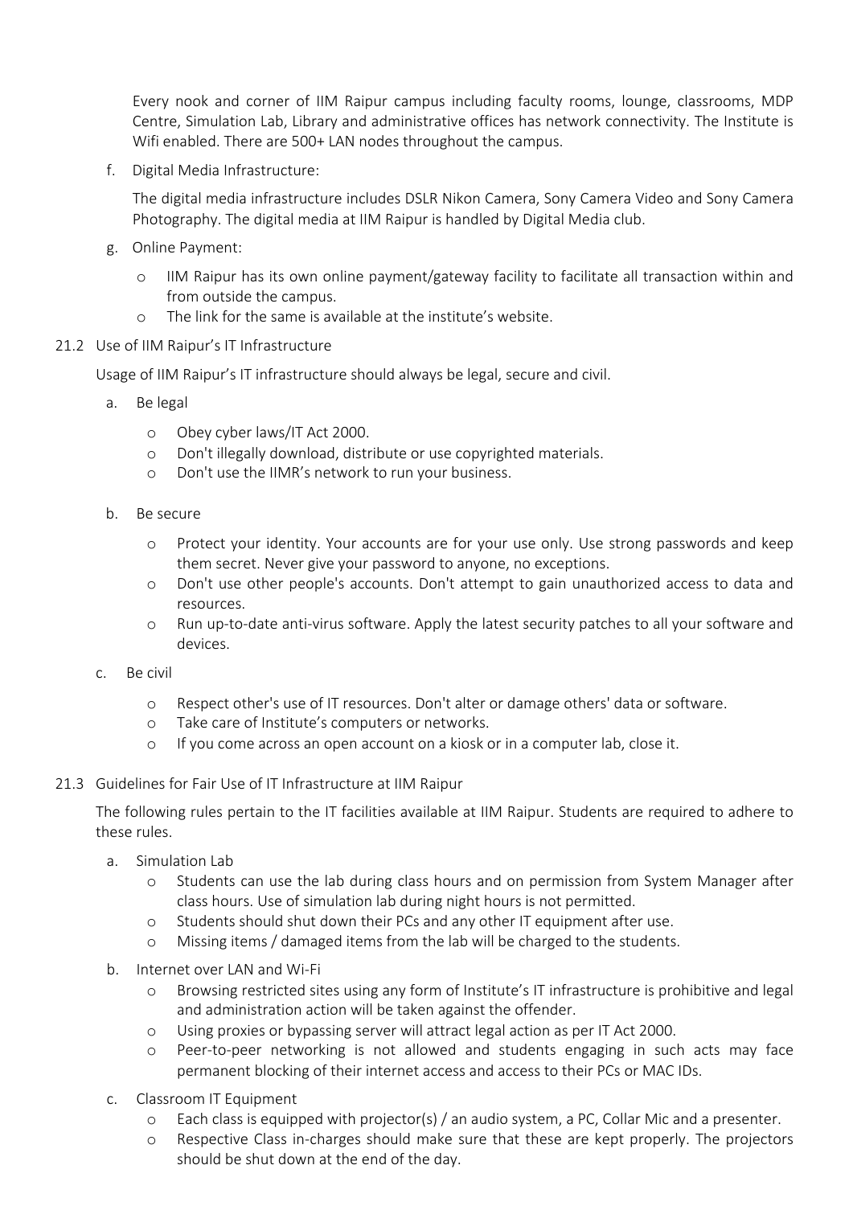Every nook and corner of IIM Raipur campus including faculty rooms, lounge, classrooms, MDP Centre, Simulation Lab, Library and administrative offices has network connectivity. The Institute is Wifi enabled. There are 500+ LAN nodes throughout the campus.

f. Digital Media Infrastructure:

The digital media infrastructure includes DSLR Nikon Camera, Sony Camera Video and Sony Camera Photography. The digital media at IIM Raipur is handled by Digital Media club.

g. Online Payment:

- IIM Raipur has its own online payment/gateway facility to facilitate all transaction within and from outside the campus.
- The link for the same is available at the institute's website.

## 21.2 Use of IIM Raipur's IT Infrastructure

Usage of IIM Raipur's IT infrastructure should always be legal, secure and civil.

a. Be legal

- Obey cyber laws/IT Act 2000.
- Don't illegally download, distribute or use copyrighted materials.
- Don't use the IIMR's network to run your business.

b. Be secure

- Protect your identity. Your accounts are for your use only. Use strong passwords and keep them secret. Never give your password to anyone, no exceptions.
- Don't use other people's accounts. Don't attempt to gain unauthorized access to data and resources.
- Run up-to-date anti-virus software. Apply the latest security patches to all your software and devices.

c. Be civil

- Respect other's use of IT resources. Don't alter or damage others' data or software.
- Take care of Institute's computers or networks.
- If you come across an open account on a kiosk or in a computer lab, close it.

## 21.3 Guidelines for Fair Use of IT Infrastructure at IIM Raipur

The following rules pertain to the IT facilities available at IIM Raipur. Students are required to adhere to these rules.

a. Simulation Lab

- Students can use the lab during class hours and on permission from System Manager after class hours. Use of simulation lab during night hours is not permitted.
- Students should shut down their PCs and any other IT equipment after use.
- Missing items / damaged items from the lab will be charged to the students.

b. Internet over LAN and Wi-Fi

- Browsing restricted sites using any form of Institute's IT infrastructure is prohibitive and legal and administration action will be taken against the offender.
- Using proxies or bypassing server will attract legal action as per IT Act 2000.
- Peer-to-peer networking is not allowed and students engaging in such acts may face permanent blocking of their internet access and access to their PCs or MAC IDs.

c. Classroom IT Equipment

- Each class is equipped with projector(s) / an audio system, a PC, Collar Mic and a presenter.
- Respective Class in-charges should make sure that these are kept properly. The projectors should be shut down at the end of the day.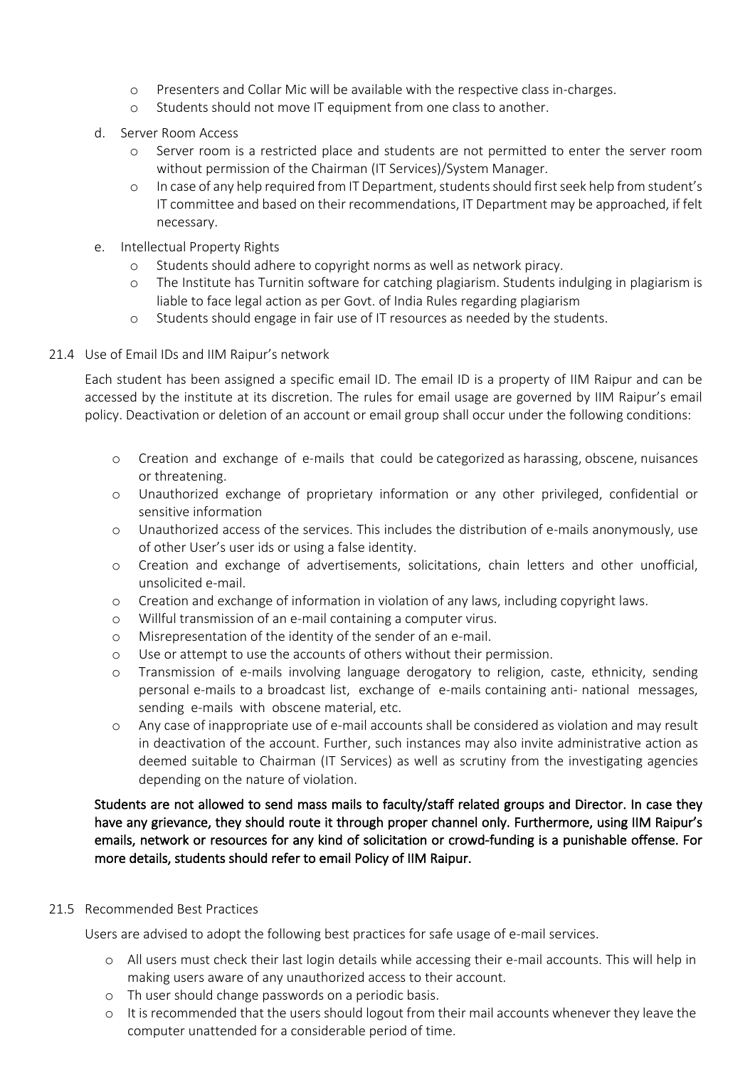- Presenters and Collar Mic will be available with the respective class in-charges.
- Students should not move IT equipment from one class to another.

d. Server Room Access

- Server room is a restricted place and students are not permitted to enter the server room without permission of the Chairman (IT Services)/System Manager.
- In case of any help required from IT Department, students should first seek help from student's IT committee and based on their recommendations, IT Department may be approached, if felt necessary.

e. Intellectual Property Rights

- Students should adhere to copyright norms as well as network piracy.
- The Institute has Turnitin software for catching plagiarism. Students indulging in plagiarism is liable to face legal action as per Govt. of India Rules regarding plagiarism
- Students should engage in fair use of IT resources as needed by the students.

### 21.4 Use of Email IDs and IIM Raipur's network

Each student has been assigned a specific email ID. The email ID is a property of IIM Raipur and can be accessed by the institute at its discretion. The rules for email usage are governed by IIM Raipur's email policy. Deactivation or deletion of an account or email group shall occur under the following conditions:

- Creation and exchange of e-mails that could be categorized as harassing, obscene, nuisances or threatening.
- Unauthorized exchange of proprietary information or any other privileged, confidential or sensitive information
- Unauthorized access of the services. This includes the distribution of e-mails anonymously, use of other User's user ids or using a false identity.
- Creation and exchange of advertisements, solicitations, chain letters and other unofficial, unsolicited e-mail.
- Creation and exchange of information in violation of any laws, including copyright laws.
- Willful transmission of an e-mail containing a computer virus.
- Misrepresentation of the identity of the sender of an e-mail.
- Use or attempt to use the accounts of others without their permission.
- Transmission of e-mails involving language derogatory to religion, caste, ethnicity, sending personal e-mails to a broadcast list, exchange of e-mails containing anti- national messages, sending e-mails with obscene material, etc.
- Any case of inappropriate use of e-mail accounts shall be considered as violation and may result in deactivation of the account. Further, such instances may also invite administrative action as deemed suitable to Chairman (IT Services) as well as scrutiny from the investigating agencies depending on the nature of violation.

**Students are not allowed to send mass mails to faculty/staff related groups and Director. In case they have any grievance, they should route it through proper channel only. Furthermore, using IIM Raipur's emails, network or resources for any kind of solicitation or crowd-funding is a punishable offense. For more details, students should refer to email Policy of IIM Raipur.**

### 21.5 Recommended Best Practices

Users are advised to adopt the following best practices for safe usage of e-mail services.

- All users must check their last login details while accessing their e-mail accounts. This will help in making users aware of any unauthorized access to their account.
- Th user should change passwords on a periodic basis.
- It is recommended that the users should logout from their mail accounts whenever they leave the computer unattended for a considerable period of time.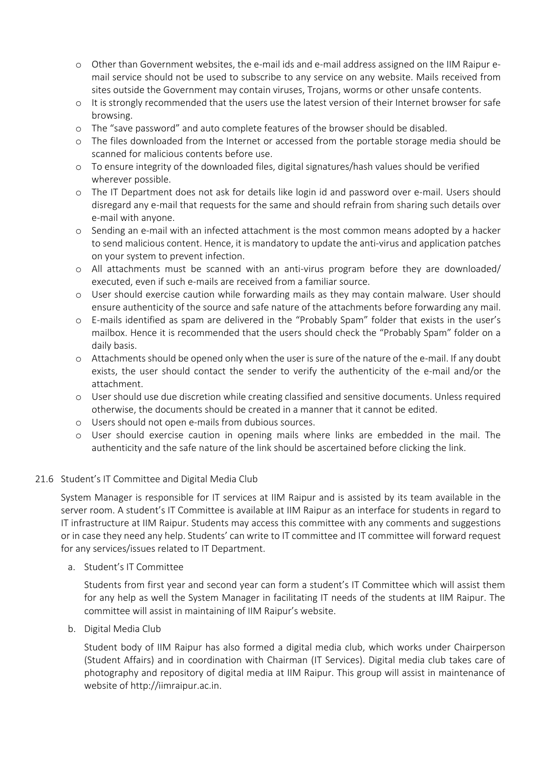- Other than Government websites, the e-mail ids and e-mail address assigned on the IIM Raipur e-mail service should not be used to subscribe to any service on any website. Mails received from sites outside the Government may contain viruses, Trojans, worms or other unsafe contents.
- It is strongly recommended that the users use the latest version of their Internet browser for safe browsing.
- The "save password" and auto complete features of the browser should be disabled.
- The files downloaded from the Internet or accessed from the portable storage media should be scanned for malicious contents before use.
- To ensure integrity of the downloaded files, digital signatures/hash values should be verified wherever possible.
- The IT Department does not ask for details like login id and password over e-mail. Users should disregard any e-mail that requests for the same and should refrain from sharing such details over e-mail with anyone.
- Sending an e-mail with an infected attachment is the most common means adopted by a hacker to send malicious content. Hence, it is mandatory to update the anti-virus and application patches on your system to prevent infection.
- All attachments must be scanned with an anti-virus program before they are downloaded/ executed, even if such e-mails are received from a familiar source.
- User should exercise caution while forwarding mails as they may contain malware. User should ensure authenticity of the source and safe nature of the attachments before forwarding any mail.
- E-mails identified as spam are delivered in the "Probably Spam" folder that exists in the user's mailbox. Hence it is recommended that the users should check the "Probably Spam" folder on a daily basis.
- Attachments should be opened only when the user is sure of the nature of the e-mail. If any doubt exists, the user should contact the sender to verify the authenticity of the e-mail and/or the attachment.
- User should use due discretion while creating classified and sensitive documents. Unless required otherwise, the documents should be created in a manner that it cannot be edited.
- Users should not open e-mails from dubious sources.
- User should exercise caution in opening mails where links are embedded in the mail. The authenticity and the safe nature of the link should be ascertained before clicking the link.

## 21.6 Student's IT Committee and Digital Media Club

System Manager is responsible for IT services at IIM Raipur and is assisted by its team available in the server room. A student's IT Committee is available at IIM Raipur as an interface for students in regard to IT infrastructure at IIM Raipur. Students may access this committee with any comments and suggestions or in case they need any help. Students' can write to IT committee and IT committee will forward request for any services/issues related to IT Department.

### a. Student's IT Committee

Students from first year and second year can form a student's IT Committee which will assist them for any help as well the System Manager in facilitating IT needs of the students at IIM Raipur. The committee will assist in maintaining of IIM Raipur's website.

### b. Digital Media Club

Student body of IIM Raipur has also formed a digital media club, which works under Chairperson (Student Affairs) and in coordination with Chairman (IT Services). Digital media club takes care of photography and repository of digital media at IIM Raipur. This group will assist in maintenance of website of http://iimraipur.ac.in.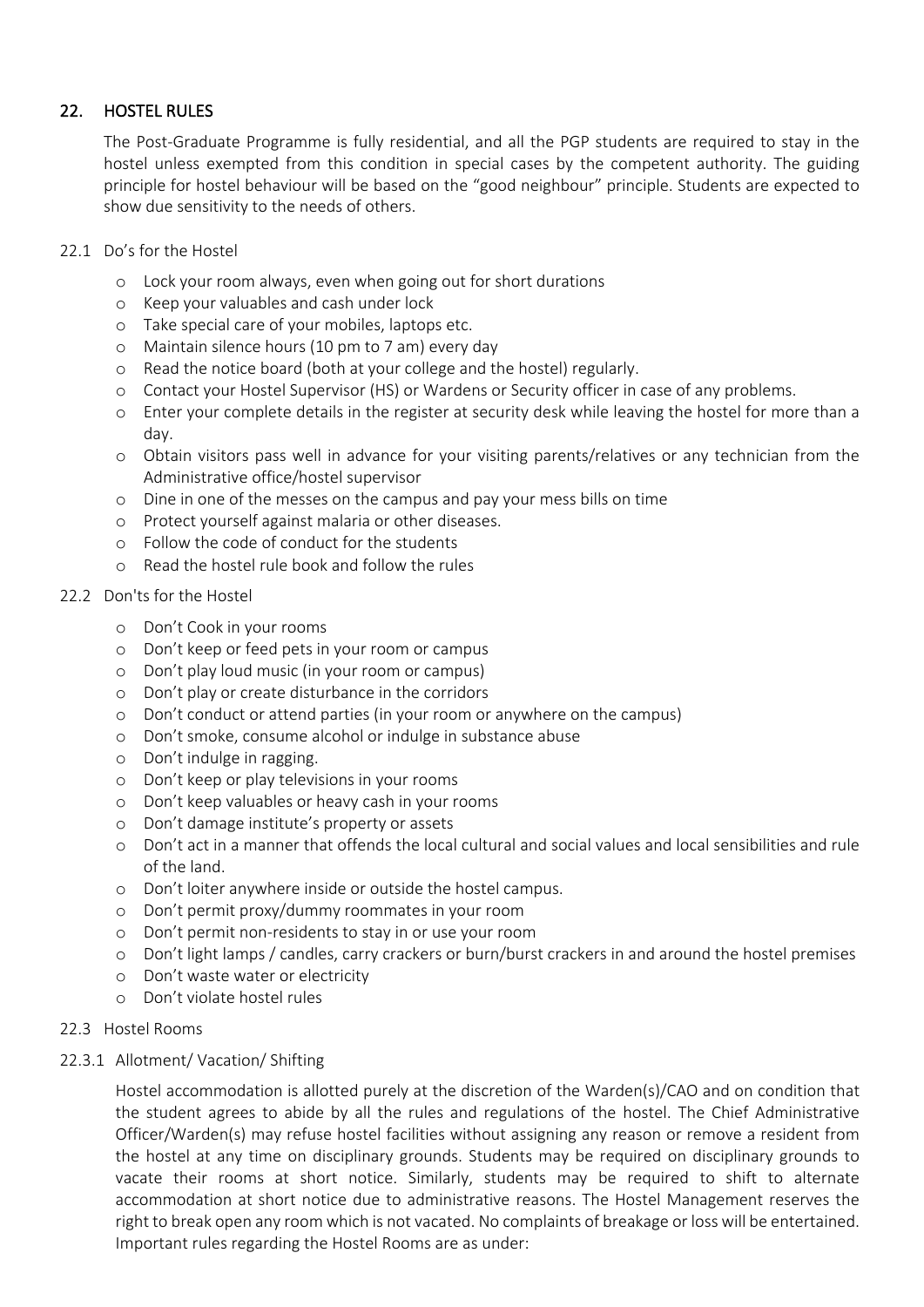## 22. HOSTEL RULES

The Post-Graduate Programme is fully residential, and all the PGP students are required to stay in the hostel unless exempted from this condition in special cases by the competent authority. The guiding principle for hostel behaviour will be based on the "good neighbour" principle. Students are expected to show due sensitivity to the needs of others.

### 22.1 Do's for the Hostel

- Lock your room always, even when going out for short durations
- Keep your valuables and cash under lock
- Take special care of your mobiles, laptops etc.
- Maintain silence hours (10 pm to 7 am) every day
- Read the notice board (both at your college and the hostel) regularly.
- Contact your Hostel Supervisor (HS) or Wardens or Security officer in case of any problems.
- Enter your complete details in the register at security desk while leaving the hostel for more than a day.
- Obtain visitors pass well in advance for your visiting parents/relatives or any technician from the Administrative office/hostel supervisor
- Dine in one of the messes on the campus and pay your mess bills on time
- Protect yourself against malaria or other diseases.
- Follow the code of conduct for the students
- Read the hostel rule book and follow the rules

### 22.2 Don'ts for the Hostel

- Don't Cook in your rooms
- Don't keep or feed pets in your room or campus
- Don't play loud music (in your room or campus)
- Don't play or create disturbance in the corridors
- Don't conduct or attend parties (in your room or anywhere on the campus)
- Don't smoke, consume alcohol or indulge in substance abuse
- Don't indulge in ragging.
- Don't keep or play televisions in your rooms
- Don't keep valuables or heavy cash in your rooms
- Don't damage institute's property or assets
- Don't act in a manner that offends the local cultural and social values and local sensibilities and rule of the land.
- Don't loiter anywhere inside or outside the hostel campus.
- Don't permit proxy/dummy roommates in your room
- Don't permit non-residents to stay in or use your room
- Don't light lamps / candles, carry crackers or burn/burst crackers in and around the hostel premises
- Don't waste water or electricity
- Don't violate hostel rules

### 22.3 Hostel Rooms

#### 22.3.1 Allotment/ Vacation/ Shifting

Hostel accommodation is allotted purely at the discretion of the Warden(s)/CAO and on condition that the student agrees to abide by all the rules and regulations of the hostel. The Chief Administrative Officer/Warden(s) may refuse hostel facilities without assigning any reason or remove a resident from the hostel at any time on disciplinary grounds. Students may be required on disciplinary grounds to vacate their rooms at short notice. Similarly, students may be required to shift to alternate accommodation at short notice due to administrative reasons. The Hostel Management reserves the right to break open any room which is not vacated. No complaints of breakage or loss will be entertained. Important rules regarding the Hostel Rooms are as under: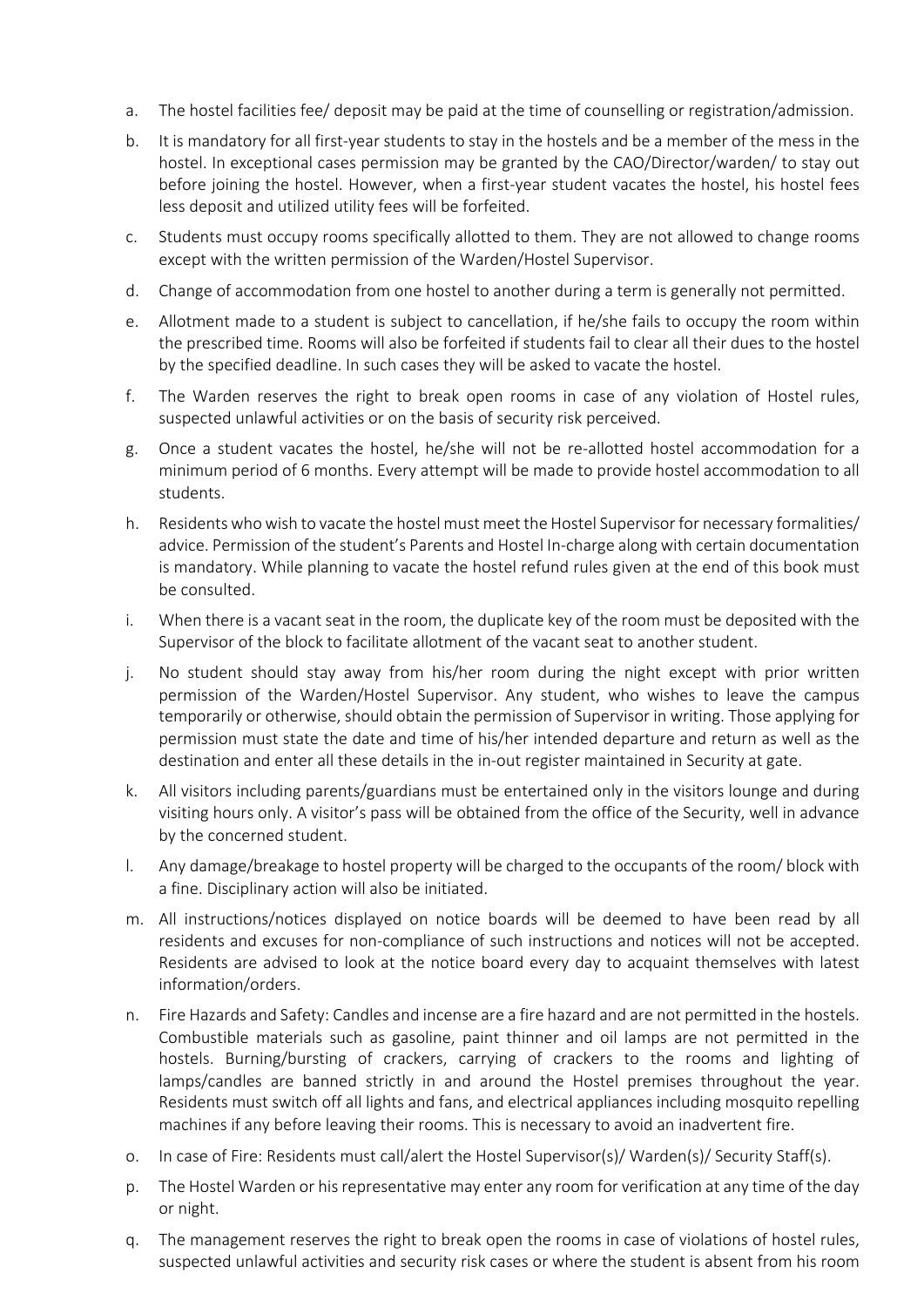a. The hostel facilities fee/ deposit may be paid at the time of counselling or registration/admission.

b. It is mandatory for all first-year students to stay in the hostels and be a member of the mess in the hostel. In exceptional cases permission may be granted by the CAO/Director/warden/ to stay out before joining the hostel. However, when a first-year student vacates the hostel, his hostel fees less deposit and utilized utility fees will be forfeited.

c. Students must occupy rooms specifically allotted to them. They are not allowed to change rooms except with the written permission of the Warden/Hostel Supervisor.

d. Change of accommodation from one hostel to another during a term is generally not permitted.

e. Allotment made to a student is subject to cancellation, if he/she fails to occupy the room within the prescribed time. Rooms will also be forfeited if students fail to clear all their dues to the hostel by the specified deadline. In such cases they will be asked to vacate the hostel.

f. The Warden reserves the right to break open rooms in case of any violation of Hostel rules, suspected unlawful activities or on the basis of security risk perceived.

g. Once a student vacates the hostel, he/she will not be re-allotted hostel accommodation for a minimum period of 6 months. Every attempt will be made to provide hostel accommodation to all students.

h. Residents who wish to vacate the hostel must meet the Hostel Supervisor for necessary formalities/ advice. Permission of the student's Parents and Hostel In-charge along with certain documentation is mandatory. While planning to vacate the hostel refund rules given at the end of this book must be consulted.

i. When there is a vacant seat in the room, the duplicate key of the room must be deposited with the Supervisor of the block to facilitate allotment of the vacant seat to another student.

j. No student should stay away from his/her room during the night except with prior written permission of the Warden/Hostel Supervisor. Any student, who wishes to leave the campus temporarily or otherwise, should obtain the permission of Supervisor in writing. Those applying for permission must state the date and time of his/her intended departure and return as well as the destination and enter all these details in the in-out register maintained in Security at gate.

k. All visitors including parents/guardians must be entertained only in the visitors lounge and during visiting hours only. A visitor's pass will be obtained from the office of the Security, well in advance by the concerned student.

l. Any damage/breakage to hostel property will be charged to the occupants of the room/ block with a fine. Disciplinary action will also be initiated.

m. All instructions/notices displayed on notice boards will be deemed to have been read by all residents and excuses for non-compliance of such instructions and notices will not be accepted. Residents are advised to look at the notice board every day to acquaint themselves with latest information/orders.

n. Fire Hazards and Safety: Candles and incense are a fire hazard and are not permitted in the hostels. Combustible materials such as gasoline, paint thinner and oil lamps are not permitted in the hostels. Burning/bursting of crackers, carrying of crackers to the rooms and lighting of lamps/candles are banned strictly in and around the Hostel premises throughout the year. Residents must switch off all lights and fans, and electrical appliances including mosquito repelling machines if any before leaving their rooms. This is necessary to avoid an inadvertent fire.

o. In case of Fire: Residents must call/alert the Hostel Supervisor(s)/ Warden(s)/ Security Staff(s).

p. The Hostel Warden or his representative may enter any room for verification at any time of the day or night.

q. The management reserves the right to break open the rooms in case of violations of hostel rules, suspected unlawful activities and security risk cases or where the student is absent from his room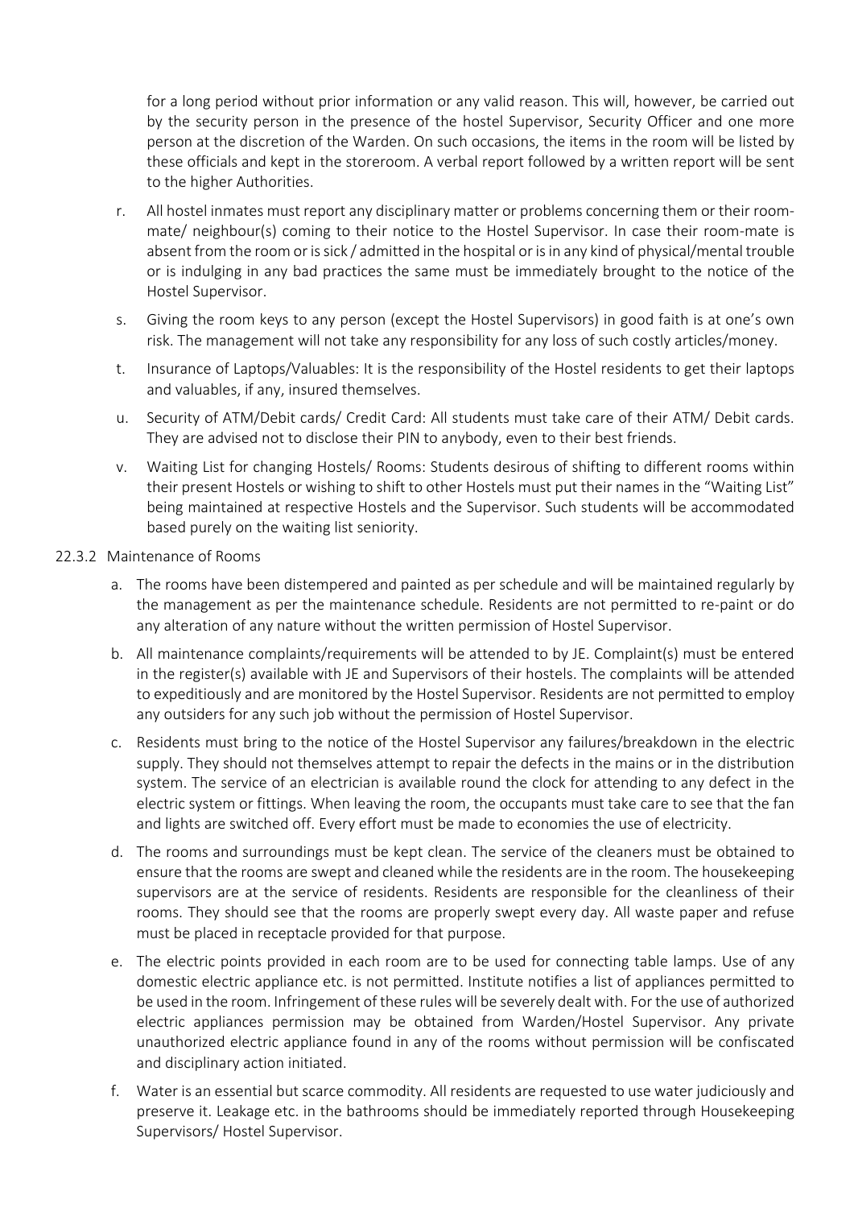for a long period without prior information or any valid reason. This will, however, be carried out by the security person in the presence of the hostel Supervisor, Security Officer and one more person at the discretion of the Warden. On such occasions, the items in the room will be listed by these officials and kept in the storeroom. A verbal report followed by a written report will be sent to the higher Authorities.

r. All hostel inmates must report any disciplinary matter or problems concerning them or their room-mate/ neighbour(s) coming to their notice to the Hostel Supervisor. In case their room-mate is absent from the room or is sick / admitted in the hospital or is in any kind of physical/mental trouble or is indulging in any bad practices the same must be immediately brought to the notice of the Hostel Supervisor.

s. Giving the room keys to any person (except the Hostel Supervisors) in good faith is at one's own risk. The management will not take any responsibility for any loss of such costly articles/money.

t. Insurance of Laptops/Valuables: It is the responsibility of the Hostel residents to get their laptops and valuables, if any, insured themselves.

u. Security of ATM/Debit cards/ Credit Card: All students must take care of their ATM/ Debit cards. They are advised not to disclose their PIN to anybody, even to their best friends.

v. Waiting List for changing Hostels/ Rooms: Students desirous of shifting to different rooms within their present Hostels or wishing to shift to other Hostels must put their names in the "Waiting List" being maintained at respective Hostels and the Supervisor. Such students will be accommodated based purely on the waiting list seniority.

22.3.2 Maintenance of Rooms

a. The rooms have been distempered and painted as per schedule and will be maintained regularly by the management as per the maintenance schedule. Residents are not permitted to re-paint or do any alteration of any nature without the written permission of Hostel Supervisor.

b. All maintenance complaints/requirements will be attended to by JE. Complaint(s) must be entered in the register(s) available with JE and Supervisors of their hostels. The complaints will be attended to expeditiously and are monitored by the Hostel Supervisor. Residents are not permitted to employ any outsiders for any such job without the permission of Hostel Supervisor.

c. Residents must bring to the notice of the Hostel Supervisor any failures/breakdown in the electric supply. They should not themselves attempt to repair the defects in the mains or in the distribution system. The service of an electrician is available round the clock for attending to any defect in the electric system or fittings. When leaving the room, the occupants must take care to see that the fan and lights are switched off. Every effort must be made to economies the use of electricity.

d. The rooms and surroundings must be kept clean. The service of the cleaners must be obtained to ensure that the rooms are swept and cleaned while the residents are in the room. The housekeeping supervisors are at the service of residents. Residents are responsible for the cleanliness of their rooms. They should see that the rooms are properly swept every day. All waste paper and refuse must be placed in receptacle provided for that purpose.

e. The electric points provided in each room are to be used for connecting table lamps. Use of any domestic electric appliance etc. is not permitted. Institute notifies a list of appliances permitted to be used in the room. Infringement of these rules will be severely dealt with. For the use of authorized electric appliances permission may be obtained from Warden/Hostel Supervisor. Any private unauthorized electric appliance found in any of the rooms without permission will be confiscated and disciplinary action initiated.

f. Water is an essential but scarce commodity. All residents are requested to use water judiciously and preserve it. Leakage etc. in the bathrooms should be immediately reported through Housekeeping Supervisors/ Hostel Supervisor.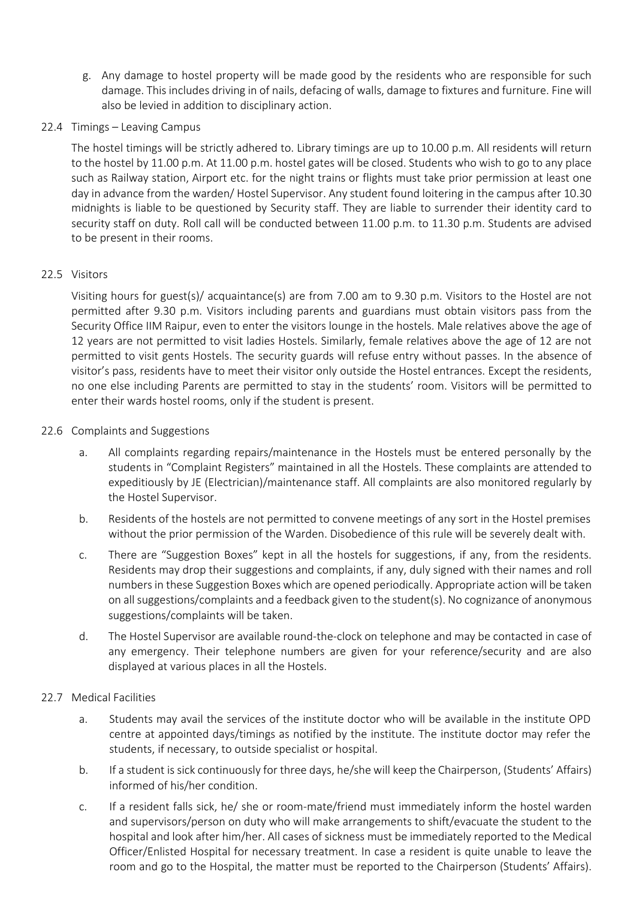g. Any damage to hostel property will be made good by the residents who are responsible for such damage. This includes driving in of nails, defacing of walls, damage to fixtures and furniture. Fine will also be levied in addition to disciplinary action.

### 22.4 Timings – Leaving Campus

The hostel timings will be strictly adhered to. Library timings are up to 10.00 p.m. All residents will return to the hostel by 11.00 p.m. At 11.00 p.m. hostel gates will be closed. Students who wish to go to any place such as Railway station, Airport etc. for the night trains or flights must take prior permission at least one day in advance from the warden/ Hostel Supervisor. Any student found loitering in the campus after 10.30 midnights is liable to be questioned by Security staff. They are liable to surrender their identity card to security staff on duty. Roll call will be conducted between 11.00 p.m. to 11.30 p.m. Students are advised to be present in their rooms.

### 22.5 Visitors

Visiting hours for guest(s)/ acquaintance(s) are from 7.00 am to 9.30 p.m. Visitors to the Hostel are not permitted after 9.30 p.m. Visitors including parents and guardians must obtain visitors pass from the Security Office IIM Raipur, even to enter the visitors lounge in the hostels. Male relatives above the age of 12 years are not permitted to visit ladies Hostels. Similarly, female relatives above the age of 12 are not permitted to visit gents Hostels. The security guards will refuse entry without passes. In the absence of visitor's pass, residents have to meet their visitor only outside the Hostel entrances. Except the residents, no one else including Parents are permitted to stay in the students' room. Visitors will be permitted to enter their wards hostel rooms, only if the student is present.

### 22.6 Complaints and Suggestions

a. All complaints regarding repairs/maintenance in the Hostels must be entered personally by the students in "Complaint Registers" maintained in all the Hostels. These complaints are attended to expeditiously by JE (Electrician)/maintenance staff. All complaints are also monitored regularly by the Hostel Supervisor.

b. Residents of the hostels are not permitted to convene meetings of any sort in the Hostel premises without the prior permission of the Warden. Disobedience of this rule will be severely dealt with.

c. There are "Suggestion Boxes" kept in all the hostels for suggestions, if any, from the residents. Residents may drop their suggestions and complaints, if any, duly signed with their names and roll numbers in these Suggestion Boxes which are opened periodically. Appropriate action will be taken on all suggestions/complaints and a feedback given to the student(s). No cognizance of anonymous suggestions/complaints will be taken.

d. The Hostel Supervisor are available round-the-clock on telephone and may be contacted in case of any emergency. Their telephone numbers are given for your reference/security and are also displayed at various places in all the Hostels.

### 22.7 Medical Facilities

a. Students may avail the services of the institute doctor who will be available in the institute OPD centre at appointed days/timings as notified by the institute. The institute doctor may refer the students, if necessary, to outside specialist or hospital.

b. If a student is sick continuously for three days, he/she will keep the Chairperson, (Students' Affairs) informed of his/her condition.

c. If a resident falls sick, he/ she or room-mate/friend must immediately inform the hostel warden and supervisors/person on duty who will make arrangements to shift/evacuate the student to the hospital and look after him/her. All cases of sickness must be immediately reported to the Medical Officer/Enlisted Hospital for necessary treatment. In case a resident is quite unable to leave the room and go to the Hospital, the matter must be reported to the Chairperson (Students' Affairs).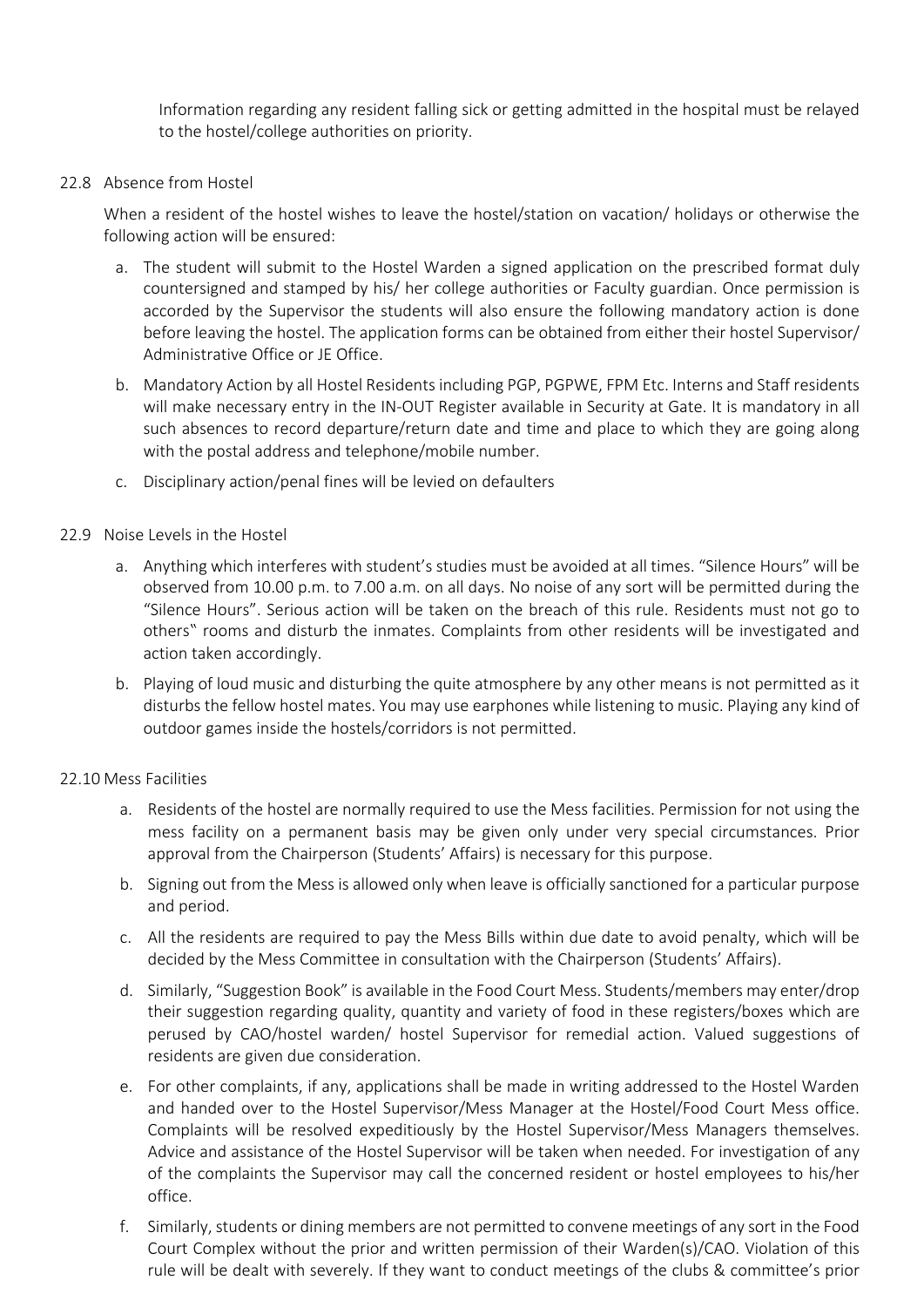Information regarding any resident falling sick or getting admitted in the hospital must be relayed to the hostel/college authorities on priority.

22.8 Absence from Hostel

When a resident of the hostel wishes to leave the hostel/station on vacation/ holidays or otherwise the following action will be ensured:

a. The student will submit to the Hostel Warden a signed application on the prescribed format duly countersigned and stamped by his/ her college authorities or Faculty guardian. Once permission is accorded by the Supervisor the students will also ensure the following mandatory action is done before leaving the hostel. The application forms can be obtained from either their hostel Supervisor/ Administrative Office or JE Office.
b. Mandatory Action by all Hostel Residents including PGP, PGPWE, FPM Etc. Interns and Staff residents will make necessary entry in the IN-OUT Register available in Security at Gate. It is mandatory in all such absences to record departure/return date and time and place to which they are going along with the postal address and telephone/mobile number.
c. Disciplinary action/penal fines will be levied on defaulters

22.9 Noise Levels in the Hostel

a. Anything which interferes with student's studies must be avoided at all times. "Silence Hours" will be observed from 10.00 p.m. to 7.00 a.m. on all days. No noise of any sort will be permitted during the "Silence Hours". Serious action will be taken on the breach of this rule. Residents must not go to others‟ rooms and disturb the inmates. Complaints from other residents will be investigated and action taken accordingly.
b. Playing of loud music and disturbing the quite atmosphere by any other means is not permitted as it disturbs the fellow hostel mates. You may use earphones while listening to music. Playing any kind of outdoor games inside the hostels/corridors is not permitted.

22.10 Mess Facilities

a. Residents of the hostel are normally required to use the Mess facilities. Permission for not using the mess facility on a permanent basis may be given only under very special circumstances. Prior approval from the Chairperson (Students' Affairs) is necessary for this purpose.
b. Signing out from the Mess is allowed only when leave is officially sanctioned for a particular purpose and period.
c. All the residents are required to pay the Mess Bills within due date to avoid penalty, which will be decided by the Mess Committee in consultation with the Chairperson (Students' Affairs).
d. Similarly, "Suggestion Book" is available in the Food Court Mess. Students/members may enter/drop their suggestion regarding quality, quantity and variety of food in these registers/boxes which are perused by CAO/hostel warden/ hostel Supervisor for remedial action. Valued suggestions of residents are given due consideration.
e. For other complaints, if any, applications shall be made in writing addressed to the Hostel Warden and handed over to the Hostel Supervisor/Mess Manager at the Hostel/Food Court Mess office. Complaints will be resolved expeditiously by the Hostel Supervisor/Mess Managers themselves. Advice and assistance of the Hostel Supervisor will be taken when needed. For investigation of any of the complaints the Supervisor may call the concerned resident or hostel employees to his/her office.
f. Similarly, students or dining members are not permitted to convene meetings of any sort in the Food Court Complex without the prior and written permission of their Warden(s)/CAO. Violation of this rule will be dealt with severely. If they want to conduct meetings of the clubs & committee's prior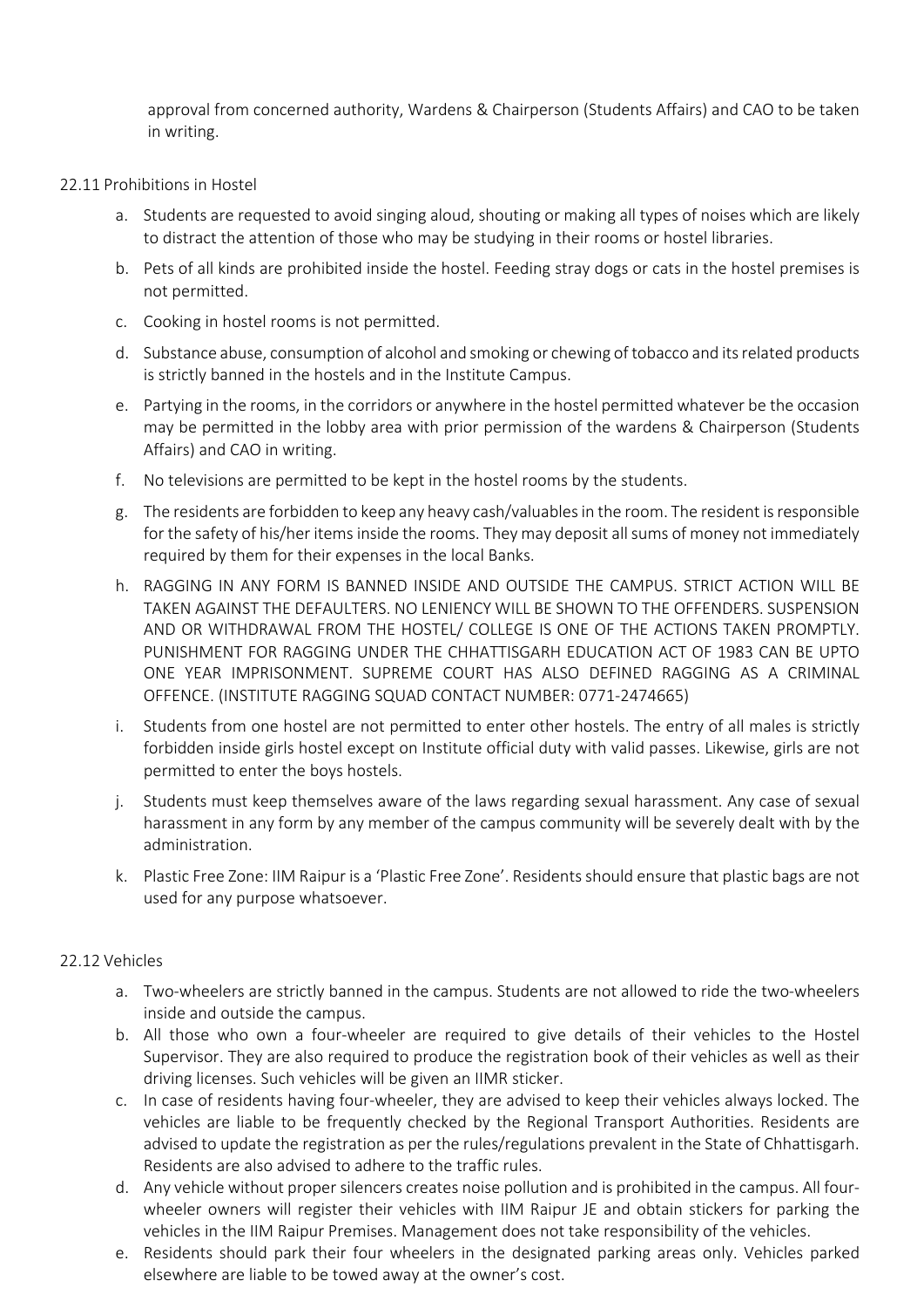approval from concerned authority, Wardens & Chairperson (Students Affairs) and CAO to be taken in writing.

22.11 Prohibitions in Hostel

a. Students are requested to avoid singing aloud, shouting or making all types of noises which are likely to distract the attention of those who may be studying in their rooms or hostel libraries.

b. Pets of all kinds are prohibited inside the hostel. Feeding stray dogs or cats in the hostel premises is not permitted.

c. Cooking in hostel rooms is not permitted.

d. Substance abuse, consumption of alcohol and smoking or chewing of tobacco and its related products is strictly banned in the hostels and in the Institute Campus.

e. Partying in the rooms, in the corridors or anywhere in the hostel permitted whatever be the occasion may be permitted in the lobby area with prior permission of the wardens & Chairperson (Students Affairs) and CAO in writing.

f. No televisions are permitted to be kept in the hostel rooms by the students.

g. The residents are forbidden to keep any heavy cash/valuables in the room. The resident is responsible for the safety of his/her items inside the rooms. They may deposit all sums of money not immediately required by them for their expenses in the local Banks.

h. RAGGING IN ANY FORM IS BANNED INSIDE AND OUTSIDE THE CAMPUS. STRICT ACTION WILL BE TAKEN AGAINST THE DEFAULTERS. NO LENIENCY WILL BE SHOWN TO THE OFFENDERS. SUSPENSION AND OR WITHDRAWAL FROM THE HOSTEL/ COLLEGE IS ONE OF THE ACTIONS TAKEN PROMPTLY. PUNISHMENT FOR RAGGING UNDER THE CHHATTISGARH EDUCATION ACT OF 1983 CAN BE UPTO ONE YEAR IMPRISONMENT. SUPREME COURT HAS ALSO DEFINED RAGGING AS A CRIMINAL OFFENCE. (INSTITUTE RAGGING SQUAD CONTACT NUMBER: 0771-2474665)

i. Students from one hostel are not permitted to enter other hostels. The entry of all males is strictly forbidden inside girls hostel except on Institute official duty with valid passes. Likewise, girls are not permitted to enter the boys hostels.

j. Students must keep themselves aware of the laws regarding sexual harassment. Any case of sexual harassment in any form by any member of the campus community will be severely dealt with by the administration.

k. Plastic Free Zone: IIM Raipur is a 'Plastic Free Zone'. Residents should ensure that plastic bags are not used for any purpose whatsoever.

22.12 Vehicles

a. Two-wheelers are strictly banned in the campus. Students are not allowed to ride the two-wheelers inside and outside the campus.
b. All those who own a four-wheeler are required to give details of their vehicles to the Hostel Supervisor. They are also required to produce the registration book of their vehicles as well as their driving licenses. Such vehicles will be given an IIMR sticker.
c. In case of residents having four-wheeler, they are advised to keep their vehicles always locked. The vehicles are liable to be frequently checked by the Regional Transport Authorities. Residents are advised to update the registration as per the rules/regulations prevalent in the State of Chhattisgarh. Residents are also advised to adhere to the traffic rules.
d. Any vehicle without proper silencers creates noise pollution and is prohibited in the campus. All four-wheeler owners will register their vehicles with IIM Raipur JE and obtain stickers for parking the vehicles in the IIM Raipur Premises. Management does not take responsibility of the vehicles.
e. Residents should park their four wheelers in the designated parking areas only. Vehicles parked elsewhere are liable to be towed away at the owner's cost.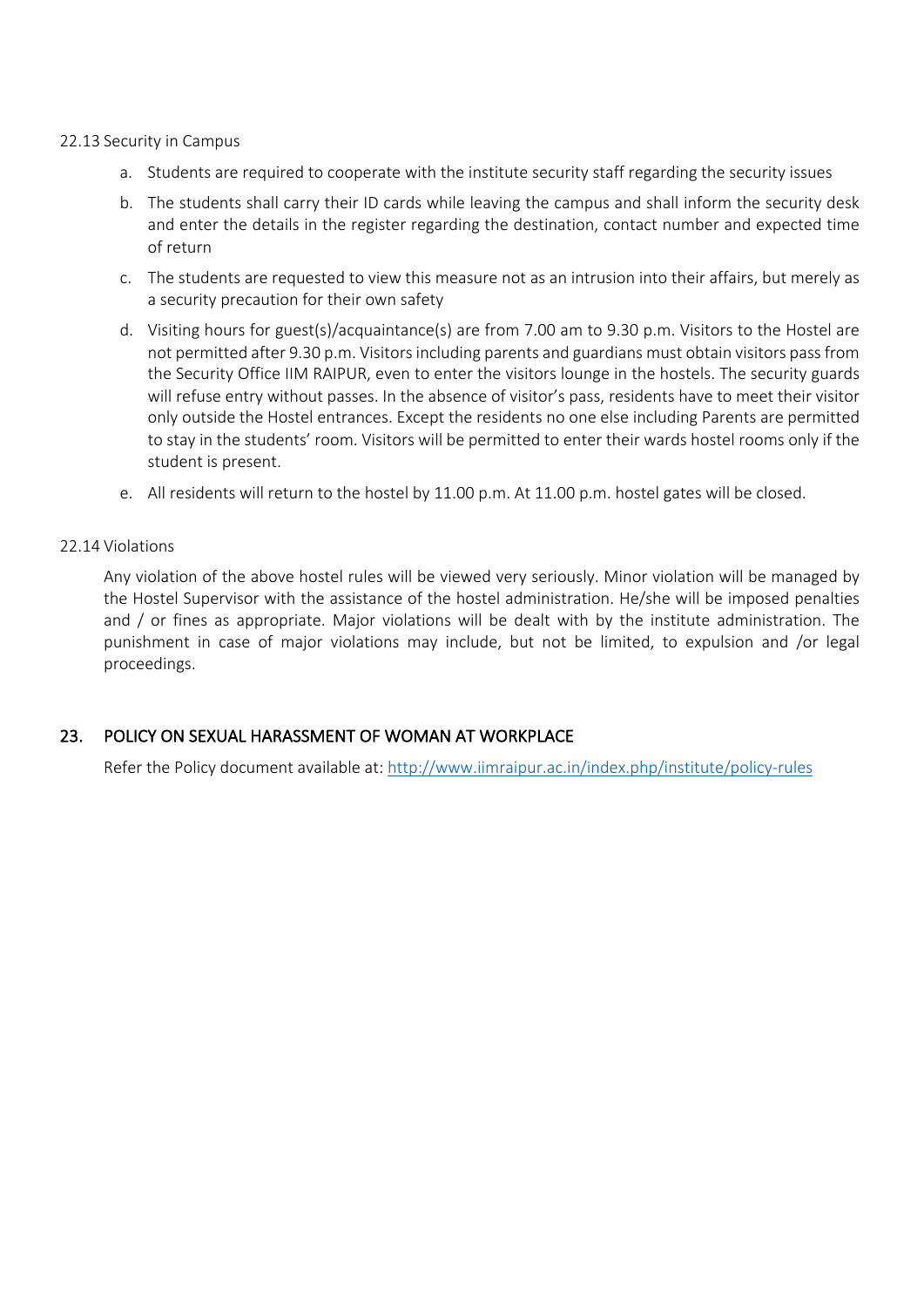### 22.13 Security in Campus

a. Students are required to cooperate with the institute security staff regarding the security issues

b. The students shall carry their ID cards while leaving the campus and shall inform the security desk and enter the details in the register regarding the destination, contact number and expected time of return

c. The students are requested to view this measure not as an intrusion into their affairs, but merely as a security precaution for their own safety

d. Visiting hours for guest(s)/acquaintance(s) are from 7.00 am to 9.30 p.m. Visitors to the Hostel are not permitted after 9.30 p.m. Visitors including parents and guardians must obtain visitors pass from the Security Office IIM RAIPUR, even to enter the visitors lounge in the hostels. The security guards will refuse entry without passes. In the absence of visitor's pass, residents have to meet their visitor only outside the Hostel entrances. Except the residents no one else including Parents are permitted to stay in the students' room. Visitors will be permitted to enter their wards hostel rooms only if the student is present.

e. All residents will return to the hostel by 11.00 p.m. At 11.00 p.m. hostel gates will be closed.

### 22.14 Violations

Any violation of the above hostel rules will be viewed very seriously. Minor violation will be managed by the Hostel Supervisor with the assistance of the hostel administration. He/she will be imposed penalties and / or fines as appropriate. Major violations will be dealt with by the institute administration. The punishment in case of major violations may include, but not be limited, to expulsion and /or legal proceedings.

## 23. POLICY ON SEXUAL HARASSMENT OF WOMAN AT WORKPLACE

Refer the Policy document available at: http://www.iimraipur.ac.in/index.php/institute/policy-rules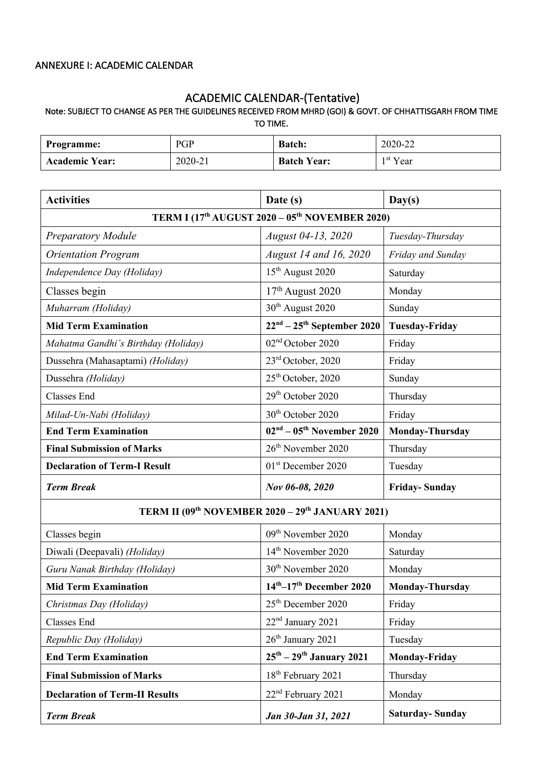ANNEXURE I: ACADEMIC CALENDAR

## ACADEMIC CALENDAR-(Tentative)

**Note: SUBJECT TO CHANGE AS PER THE GUIDELINES RECEIVED FROM MHRD (GOI) & GOVT. OF CHHATTISGARH FROM TIME TO TIME.**

| **Programme:** | PGP | **Batch:** | 2020-22 |
|---|---|---|---|
| **Academic Year:** | 2020-21 | **Batch Year:** | 1st Year |

| **Activities** | **Date (s)** | **Day(s)** |
|---|---|---|
| **TERM I (17th AUGUST 2020 – 05th NOVEMBER 2020)** | | |
| *Preparatory Module* | *August 04-13, 2020* | *Tuesday-Thursday* |
| *Orientation Program* | *August 14 and 16, 2020* | *Friday and Sunday* |
| *Independence Day (Holiday)* | 15th August 2020 | Saturday |
| Classes begin | 17th August 2020 | Monday |
| *Muharram (Holiday)* | 30th August 2020 | Sunday |
| **Mid Term Examination** | **22nd – 25th September 2020** | **Tuesday-Friday** |
| *Mahatma Gandhi's Birthday (Holiday)* | 02nd October 2020 | Friday |
| Dussehra (Mahasaptami) *(Holiday)* | 23rd October, 2020 | Friday |
| Dussehra *(Holiday)* | 25th October, 2020 | Sunday |
| Classes End | 29th October 2020 | Thursday |
| *Milad-Un-Nabi (Holiday)* | 30th October 2020 | Friday |
| **End Term Examination** | **02nd – 05th November 2020** | **Monday-Thursday** |
| **Final Submission of Marks** | 26th November 2020 | Thursday |
| **Declaration of Term-I Result** | 01st December 2020 | Tuesday |
| ***Term Break*** | ***Nov 06-08, 2020*** | **Friday- Sunday** |
| **TERM II (09th NOVEMBER 2020 – 29th JANUARY 2021)** | | |
| Classes begin | 09th November 2020 | Monday |
| Diwali (Deepavali) *(Holiday)* | 14th November 2020 | Saturday |
| *Guru Nanak Birthday (Holiday)* | 30th November 2020 | Monday |
| **Mid Term Examination** | **14th–17th December 2020** | **Monday-Thursday** |
| *Christmas Day (Holiday)* | 25th December 2020 | Friday |
| Classes End | 22nd January 2021 | Friday |
| *Republic Day (Holiday)* | 26th January 2021 | Tuesday |
| **End Term Examination** | **25th – 29th January 2021** | **Monday-Friday** |
| **Final Submission of Marks** | 18th February 2021 | Thursday |
| **Declaration of Term-II Results** | 22nd February 2021 | Monday |
| ***Term Break*** | ***Jan 30-Jan 31, 2021*** | **Saturday- Sunday** |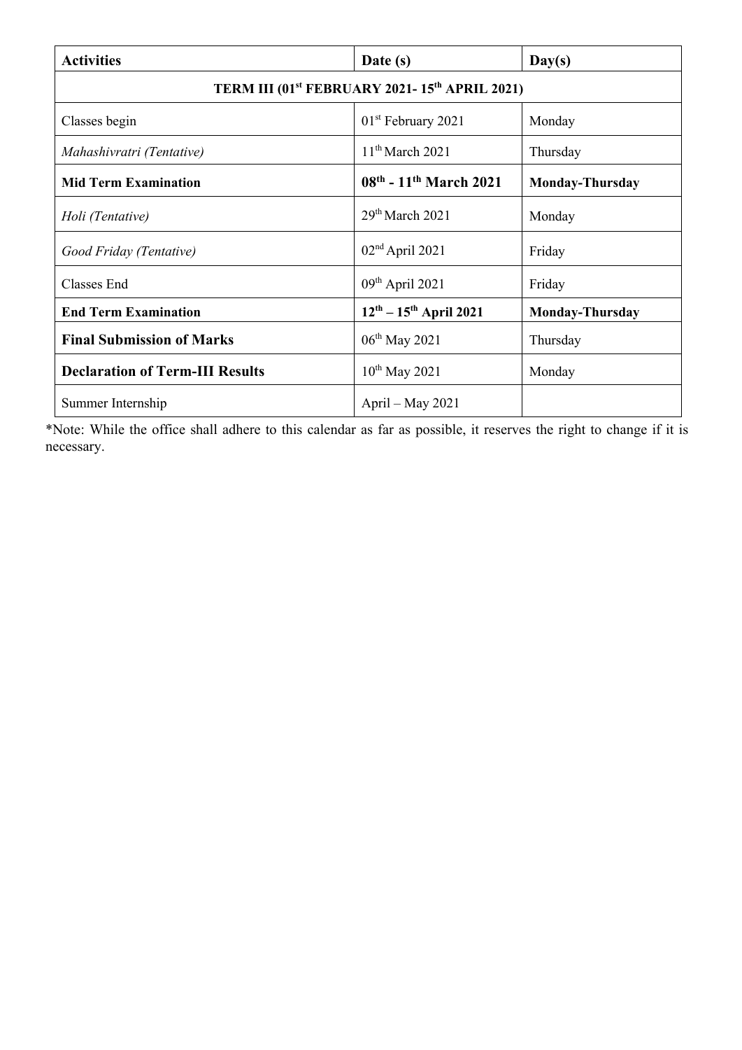| **Activities** | **Date (s)** | **Day(s)** |
|---|---|---|
| **TERM III (01st FEBRUARY 2021- 15th APRIL 2021)** | | |
| Classes begin | 01st February 2021 | Monday |
| *Mahashivratri (Tentative)* | 11th March 2021 | Thursday |
| **Mid Term Examination** | **08th - 11th March 2021** | **Monday-Thursday** |
| *Holi (Tentative)* | 29th March 2021 | Monday |
| *Good Friday (Tentative)* | 02nd April 2021 | Friday |
| Classes End | 09th April 2021 | Friday |
| **End Term Examination** | **12th – 15th April 2021** | **Monday-Thursday** |
| **Final Submission of Marks** | 06th May 2021 | Thursday |
| **Declaration of Term-III Results** | 10th May 2021 | Monday |
| Summer Internship | April – May 2021 | |

*Note: While the office shall adhere to this calendar as far as possible, it reserves the right to change if it is necessary.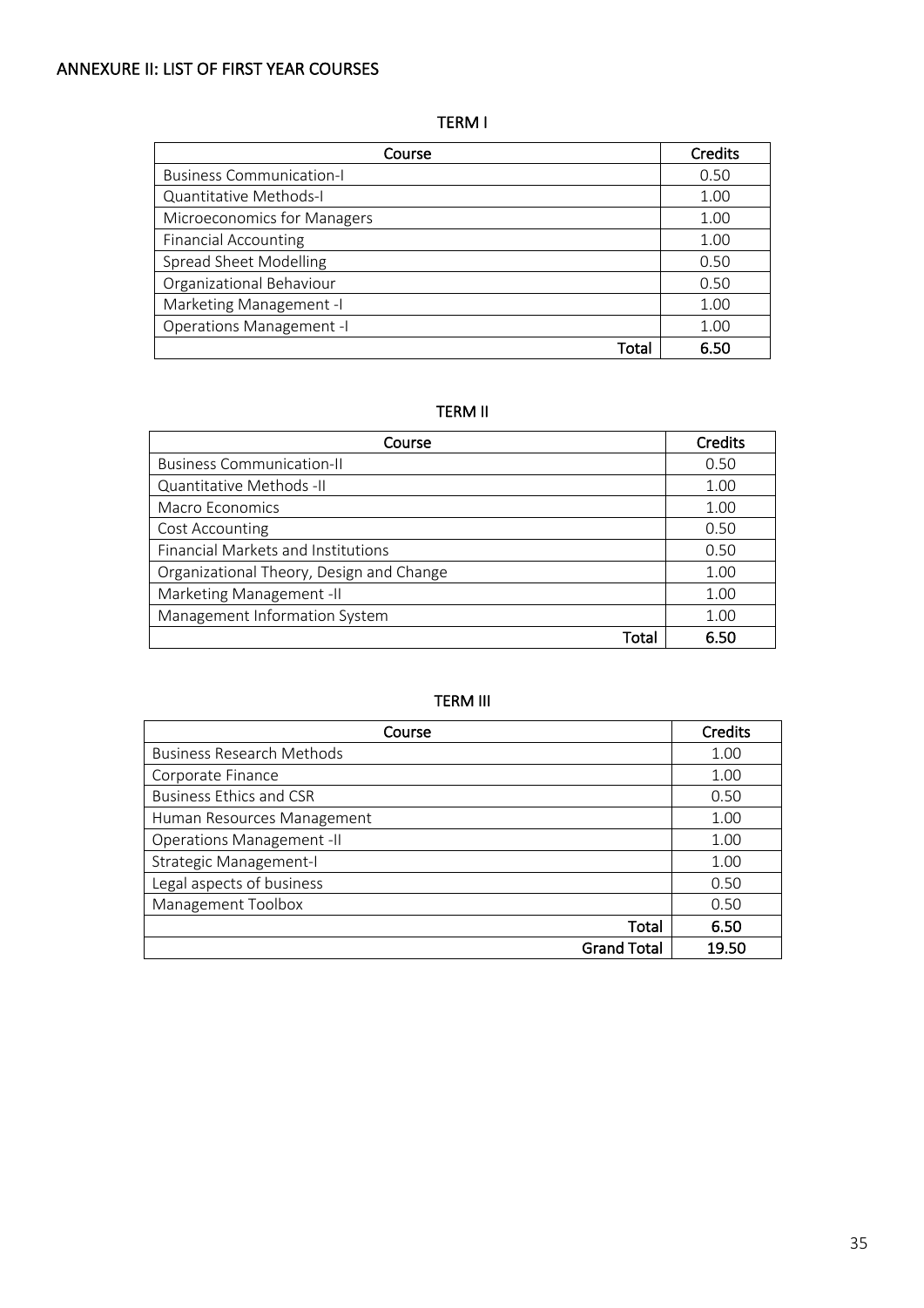## ANNEXURE II: LIST OF FIRST YEAR COURSES

### TERM I

| Course | Credits |
|---|---|
| Business Communication-I | 0.50 |
| Quantitative Methods-I | 1.00 |
| Microeconomics for Managers | 1.00 |
| Financial Accounting | 1.00 |
| Spread Sheet Modelling | 0.50 |
| Organizational Behaviour | 0.50 |
| Marketing Management -I | 1.00 |
| Operations Management -I | 1.00 |
| **Total** | **6.50** |

### TERM II

| Course | Credits |
|---|---|
| Business Communication-II | 0.50 |
| Quantitative Methods -II | 1.00 |
| Macro Economics | 1.00 |
| Cost Accounting | 0.50 |
| Financial Markets and Institutions | 0.50 |
| Organizational Theory, Design and Change | 1.00 |
| Marketing Management -II | 1.00 |
| Management Information System | 1.00 |
| **Total** | **6.50** |

### TERM III

| Course | Credits |
|---|---|
| Business Research Methods | 1.00 |
| Corporate Finance | 1.00 |
| Business Ethics and CSR | 0.50 |
| Human Resources Management | 1.00 |
| Operations Management -II | 1.00 |
| Strategic Management-I | 1.00 |
| Legal aspects of business | 0.50 |
| Management Toolbox | 0.50 |
| **Total** | **6.50** |
| **Grand Total** | **19.50** |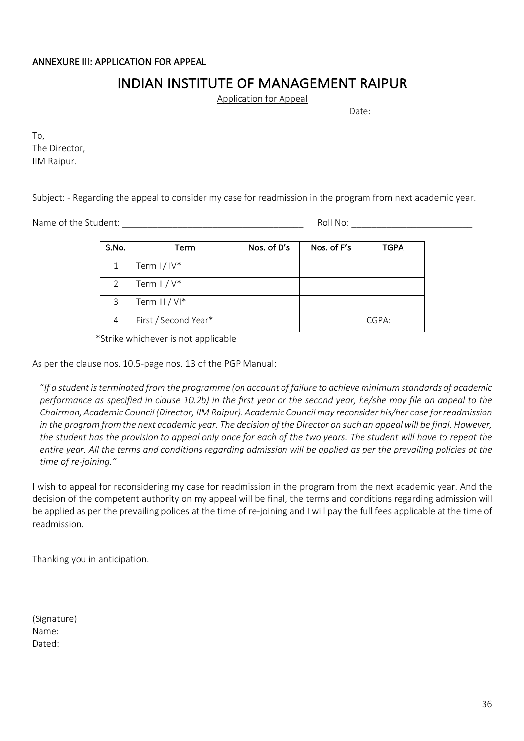ANNEXURE III: APPLICATION FOR APPEAL

# INDIAN INSTITUTE OF MANAGEMENT RAIPUR

Application for Appeal

Date:

To,
The Director,
IIM Raipur.

Subject: - Regarding the appeal to consider my case for readmission in the program from next academic year.

Name of the Student: ____________________________________ Roll No: ________________________

| S.No. | Term | Nos. of D's | Nos. of F's | TGPA |
|---|---|---|---|---|
| 1 | Term I / IV* | | | |
| 2 | Term II / V* | | | |
| 3 | Term III / VI* | | | |
| 4 | First / Second Year* | | | CGPA: |

*Strike whichever is not applicable

As per the clause nos. 10.5-page nos. 13 of the PGP Manual:

> "*If a student is terminated from the programme (on account of failure to achieve minimum standards of academic performance as specified in clause 10.2b) in the first year or the second year, he/she may file an appeal to the Chairman, Academic Council (Director, IIM Raipur). Academic Council may reconsider his/her case for readmission in the program from the next academic year. The decision of the Director on such an appeal will be final. However, the student has the provision to appeal only once for each of the two years. The student will have to repeat the entire year. All the terms and conditions regarding admission will be applied as per the prevailing policies at the time of re-joining.*"

I wish to appeal for reconsidering my case for readmission in the program from the next academic year. And the decision of the competent authority on my appeal will be final, the terms and conditions regarding admission will be applied as per the prevailing polices at the time of re-joining and I will pay the full fees applicable at the time of readmission.

Thanking you in anticipation.

(Signature)
Name:
Dated: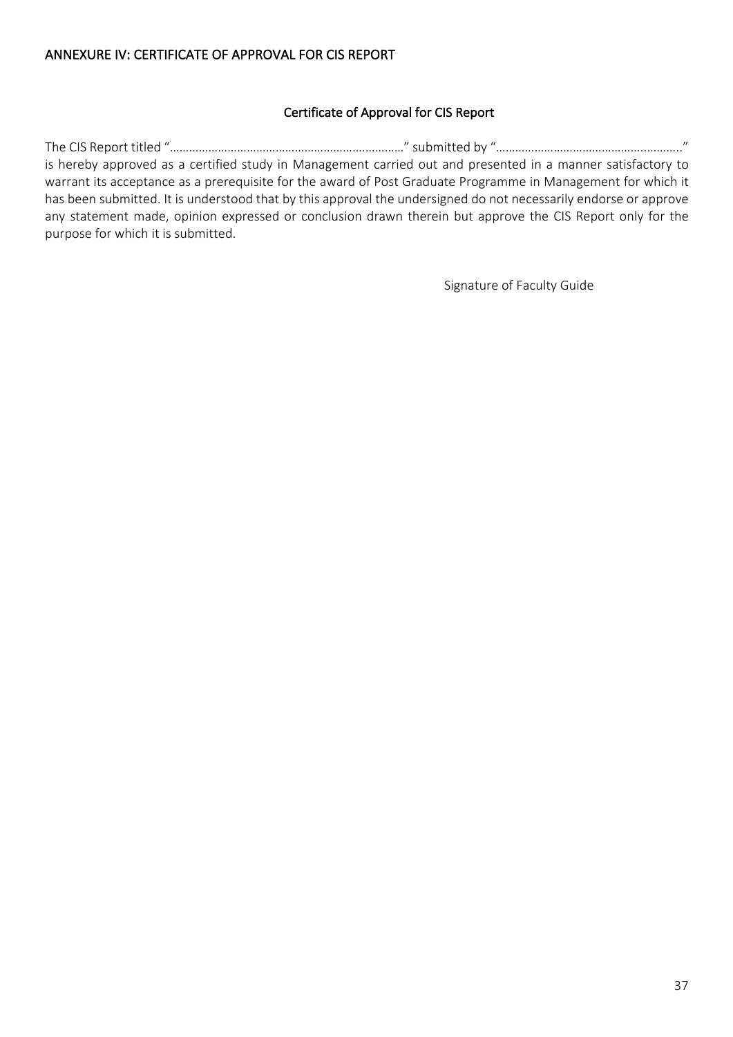## ANNEXURE IV: CERTIFICATE OF APPROVAL FOR CIS REPORT

### Certificate of Approval for CIS Report

The CIS Report titled "……………………………………………………………….." submitted by "……………………………………………..………." is hereby approved as a certified study in Management carried out and presented in a manner satisfactory to warrant its acceptance as a prerequisite for the award of Post Graduate Programme in Management for which it has been submitted. It is understood that by this approval the undersigned do not necessarily endorse or approve any statement made, opinion expressed or conclusion drawn therein but approve the CIS Report only for the purpose for which it is submitted.

Signature of Faculty Guide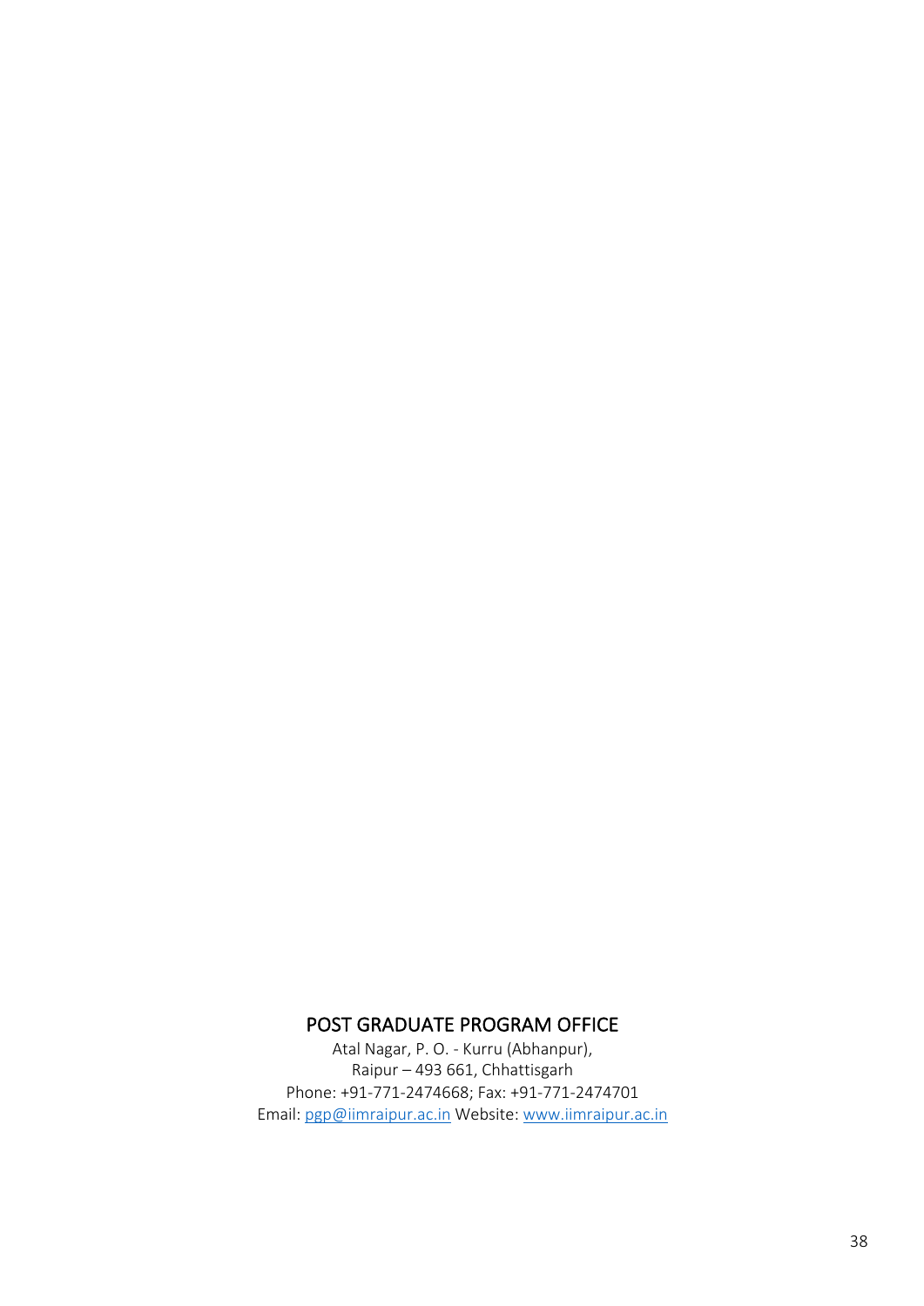## POST GRADUATE PROGRAM OFFICE

Atal Nagar, P. O. - Kurru (Abhanpur),
Raipur – 493 661, Chhattisgarh
Phone: +91-771-2474668; Fax: +91-771-2474701
Email: pgp@iimraipur.ac.in Website: www.iimraipur.ac.in